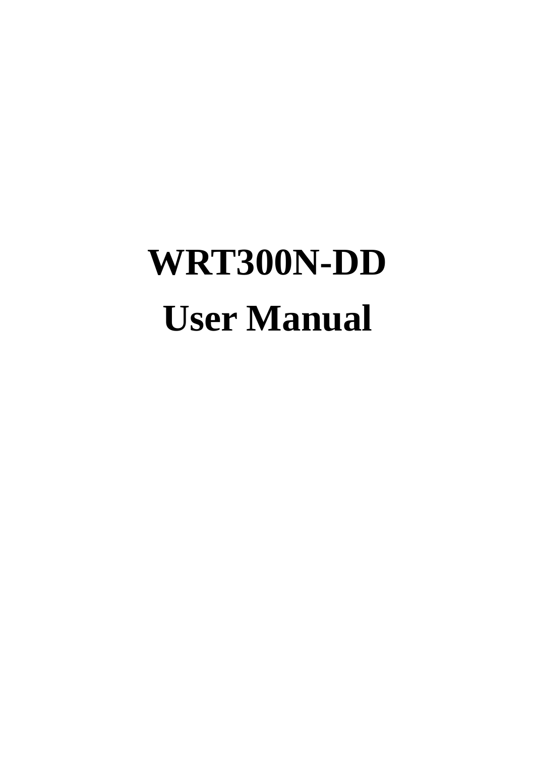# WRT300N-DD

# User Manual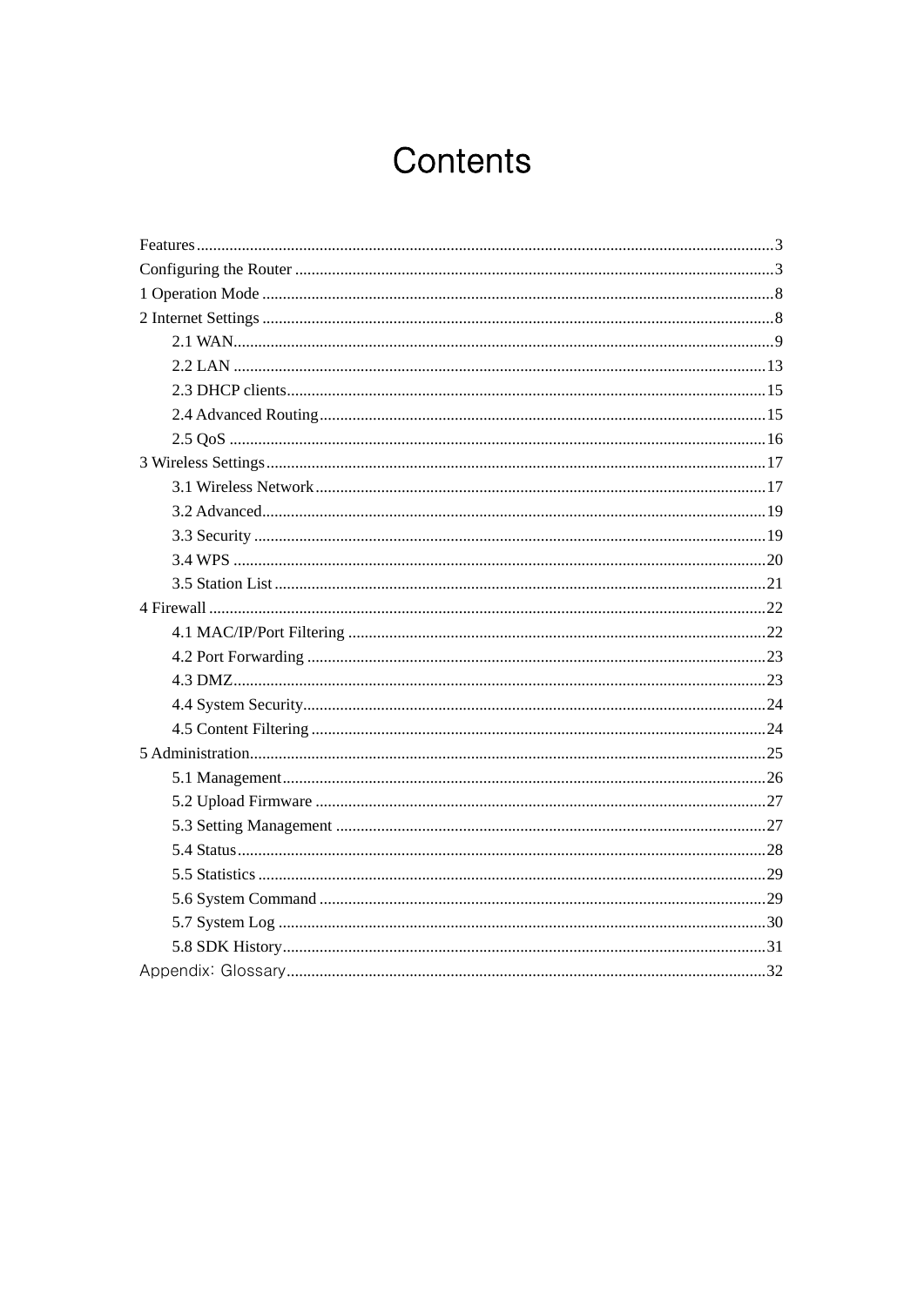# Contents

Features..........3
Configuring the Router..........3
1 Operation Mode..........8
2 Internet Settings..........8
- 2.1 WAN..........9
- 2.2 LAN..........13
- 2.3 DHCP clients..........15
- 2.4 Advanced Routing..........15
- 2.5 QoS..........16

3 Wireless Settings..........17
- 3.1 Wireless Network..........17
- 3.2 Advanced..........19
- 3.3 Security..........19
- 3.4 WPS..........20
- 3.5 Station List..........21

4 Firewall..........22
- 4.1 MAC/IP/Port Filtering..........22
- 4.2 Port Forwarding..........23
- 4.3 DMZ..........23
- 4.4 System Security..........24
- 4.5 Content Filtering..........24

5 Administration..........25
- 5.1 Management..........26
- 5.2 Upload Firmware..........27
- 5.3 Setting Management..........27
- 5.4 Status..........28
- 5.5 Statistics..........29
- 5.6 System Command..........29
- 5.7 System Log..........30
- 5.8 SDK History..........31

Appendix: Glossary..........32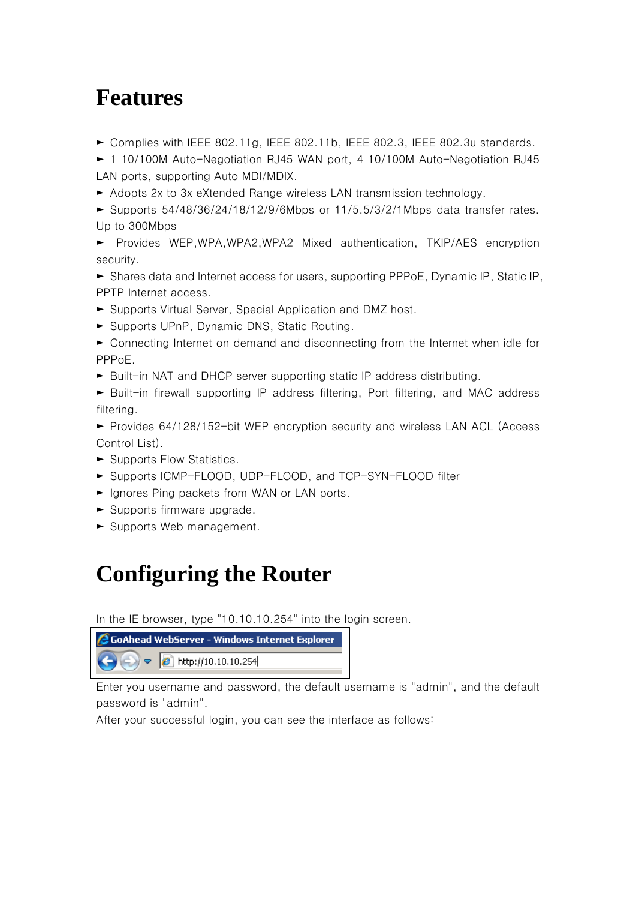# Features

- Complies with IEEE 802.11g, IEEE 802.11b, IEEE 802.3, IEEE 802.3u standards.
- 1 10/100M Auto-Negotiation RJ45 WAN port, 4 10/100M Auto-Negotiation RJ45 LAN ports, supporting Auto MDI/MDIX.
- Adopts 2x to 3x eXtended Range wireless LAN transmission technology.
- Supports 54/48/36/24/18/12/9/6Mbps or 11/5.5/3/2/1Mbps data transfer rates. Up to 300Mbps
- Provides WEP,WPA,WPA2,WPA2 Mixed authentication, TKIP/AES encryption security.
- Shares data and Internet access for users, supporting PPPoE, Dynamic IP, Static IP, PPTP Internet access.
- Supports Virtual Server, Special Application and DMZ host.
- Supports UPnP, Dynamic DNS, Static Routing.
- Connecting Internet on demand and disconnecting from the Internet when idle for PPPoE.
- Built-in NAT and DHCP server supporting static IP address distributing.
- Built-in firewall supporting IP address filtering, Port filtering, and MAC address filtering.
- Provides 64/128/152-bit WEP encryption security and wireless LAN ACL (Access Control List).
- Supports Flow Statistics.
- Supports ICMP-FLOOD, UDP-FLOOD, and TCP-SYN-FLOOD filter
- Ignores Ping packets from WAN or LAN ports.
- Supports firmware upgrade.
- Supports Web management.

# Configuring the Router

In the IE browser, type "10.10.10.254" into the login screen.

GoAhead WebServer - Windows Internet Explorer

http://10.10.10.254

Enter you username and password, the default username is "admin", and the default password is "admin".

After your successful login, you can see the interface as follows: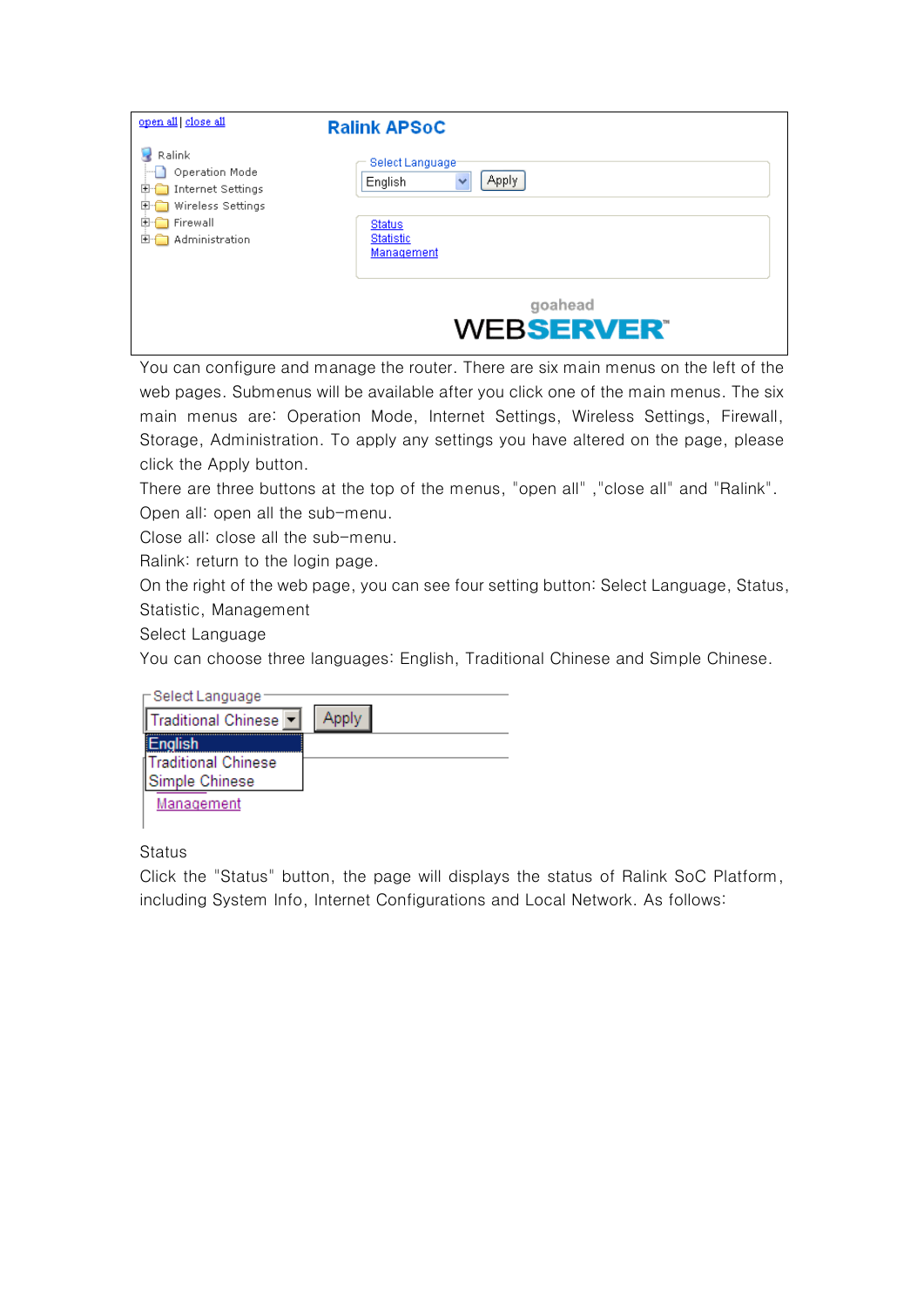You can configure and manage the router. There are six main menus on the left of the web pages. Submenus will be available after you click one of the main menus. The six main menus are: Operation Mode, Internet Settings, Wireless Settings, Firewall, Storage, Administration. To apply any settings you have altered on the page, please click the Apply button.

There are three buttons at the top of the menus, "open all" ,"close all" and "Ralink".

Open all: open all the sub-menu.

Close all: close all the sub-menu.

Ralink: return to the login page.

On the right of the web page, you can see four setting button: Select Language, Status, Statistic, Management

Select Language

You can choose three languages: English, Traditional Chinese and Simple Chinese.

Status

Click the "Status" button, the page will displays the status of Ralink SoC Platform, including System Info, Internet Configurations and Local Network. As follows: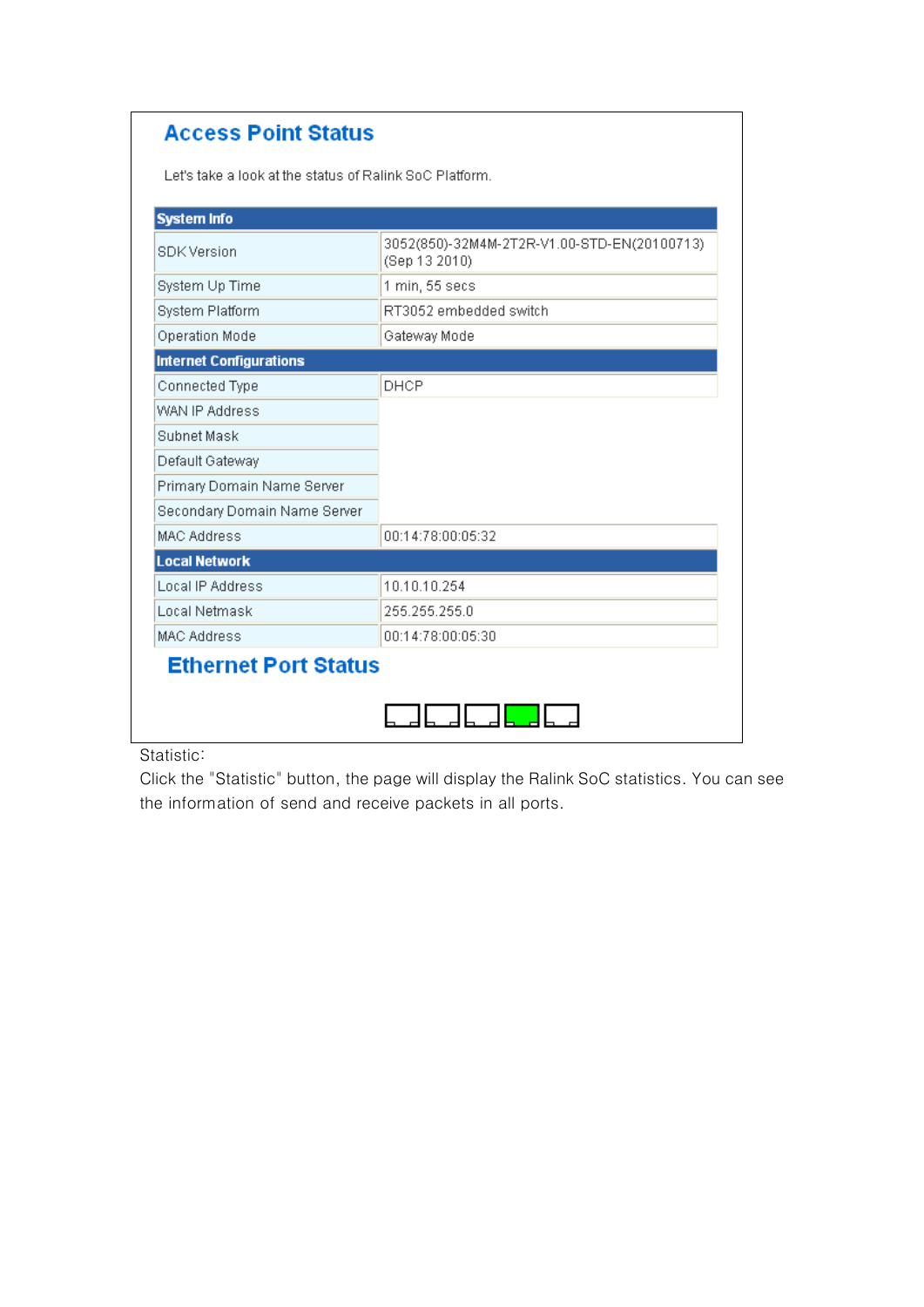## Access Point Status

Let's take a look at the status of Ralink SoC Platform.

| System Info | |
|---|---|
| SDK Version | 3052(850)-32M4M-2T2R-V1.00-STD-EN(20100713) (Sep 13 2010) |
| System Up Time | 1 min, 55 secs |
| System Platform | RT3052 embedded switch |
| Operation Mode | Gateway Mode |
| **Internet Configurations** | |
| Connected Type | DHCP |
| WAN IP Address | |
| Subnet Mask | |
| Default Gateway | |
| Primary Domain Name Server | |
| Secondary Domain Name Server | |
| MAC Address | 00:14:78:00:05:32 |
| **Local Network** | |
| Local IP Address | 10.10.10.254 |
| Local Netmask | 255.255.255.0 |
| MAC Address | 00:14:78:00:05:30 |

## Ethernet Port Status

Statistic:

Click the "Statistic" button, the page will display the Ralink SoC statistics. You can see the information of send and receive packets in all ports.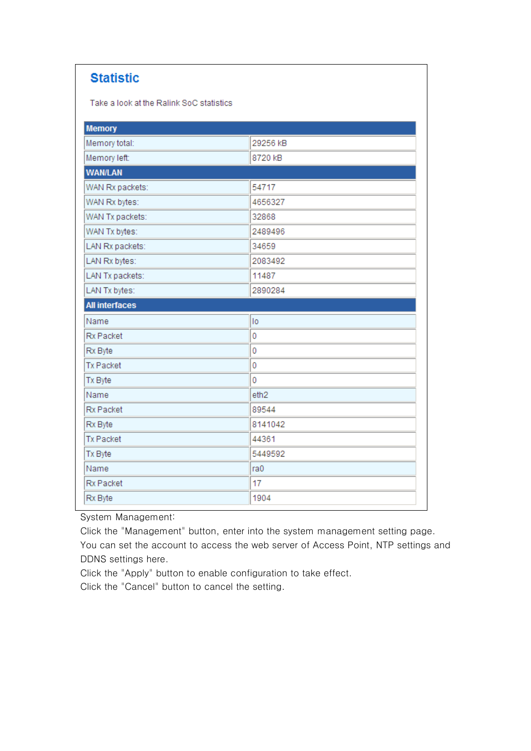## Statistic

Take a look at the Ralink SoC statistics

| Memory | |
|---|---|
| Memory total: | 29256 kB |
| Memory left: | 8720 kB |
| **WAN/LAN** | |
| WAN Rx packets: | 54717 |
| WAN Rx bytes: | 4656327 |
| WAN Tx packets: | 32868 |
| WAN Tx bytes: | 2489496 |
| LAN Rx packets: | 34659 |
| LAN Rx bytes: | 2083492 |
| LAN Tx packets: | 11487 |
| LAN Tx bytes: | 2890284 |
| **All interfaces** | |
| Name | lo |
| Rx Packet | 0 |
| Rx Byte | 0 |
| Tx Packet | 0 |
| Tx Byte | 0 |
| Name | eth2 |
| Rx Packet | 89544 |
| Rx Byte | 8141042 |
| Tx Packet | 44361 |
| Tx Byte | 5449592 |
| Name | ra0 |
| Rx Packet | 17 |
| Rx Byte | 1904 |

System Management:

Click the "Management" button, enter into the system management setting page.

You can set the account to access the web server of Access Point, NTP settings and DDNS settings here.

Click the "Apply" button to enable configuration to take effect.

Click the "Cancel" button to cancel the setting.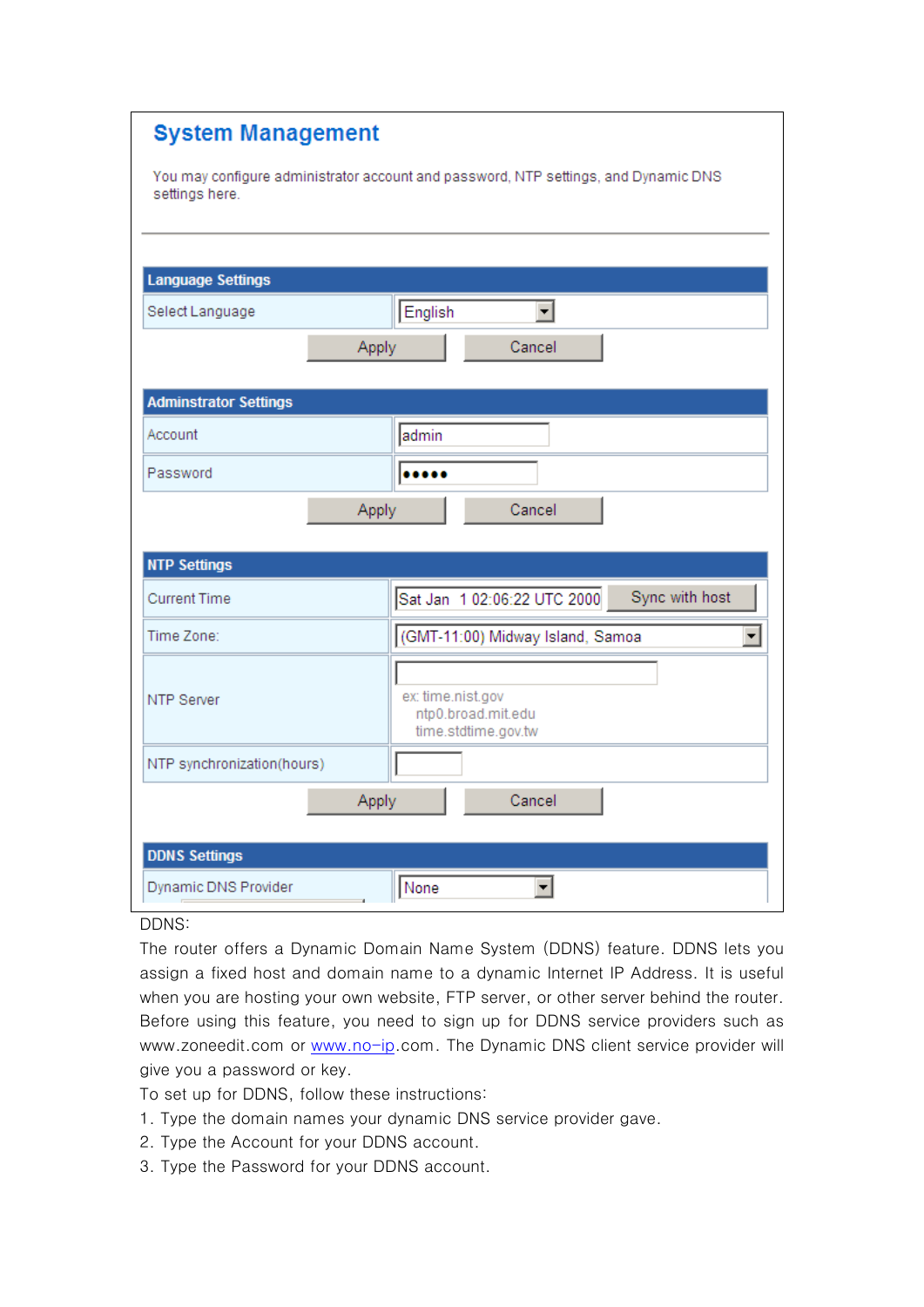## System Management

You may configure administrator account and password, NTP settings, and Dynamic DNS settings here.

| Language Settings | |
|---|---|
| Select Language | English |

Apply Cancel

| Adminstrator Settings | |
|---|---|
| Account | admin |
| Password | ••••• |

Apply Cancel

| NTP Settings | |
|---|---|
| Current Time | Sat Jan 1 02:06:22 UTC 2000 Sync with host |
| Time Zone: | (GMT-11:00) Midway Island, Samoa |
| NTP Server | ex: time.nist.gov ntp0.broad.mit.edu time.stdtime.gov.tw |
| NTP synchronization(hours) | |

Apply Cancel

| DDNS Settings | |
|---|---|
| Dynamic DNS Provider | None |

DDNS:

The router offers a Dynamic Domain Name System (DDNS) feature. DDNS lets you assign a fixed host and domain name to a dynamic Internet IP Address. It is useful when you are hosting your own website, FTP server, or other server behind the router. Before using this feature, you need to sign up for DDNS service providers such as www.zoneedit.com or www.no-ip.com. The Dynamic DNS client service provider will give you a password or key.

To set up for DDNS, follow these instructions:

1. Type the domain names your dynamic DNS service provider gave.
2. Type the Account for your DDNS account.
3. Type the Password for your DDNS account.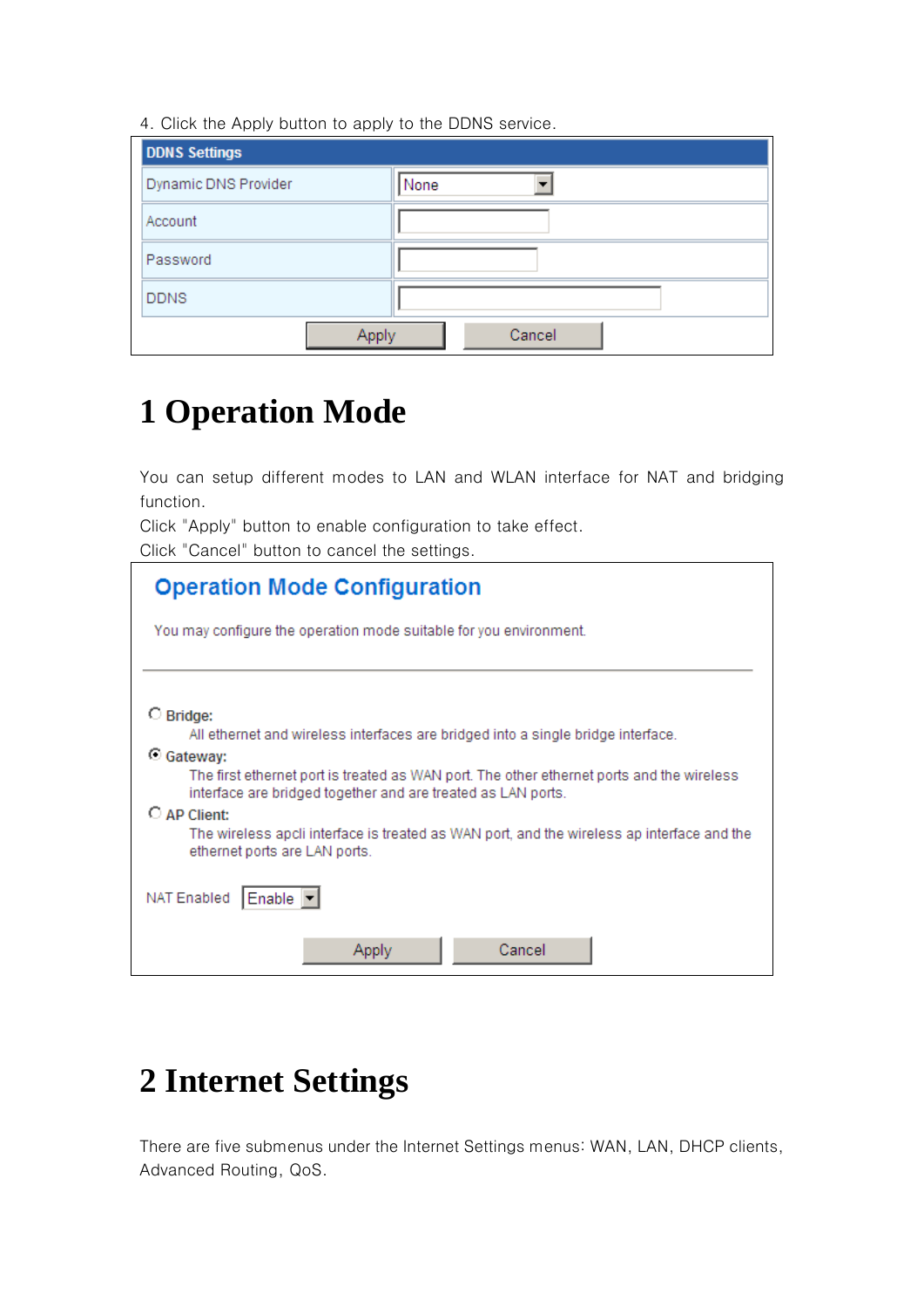4. Click the Apply button to apply to the DDNS service.

| DDNS Settings | |
|---|---|
| Dynamic DNS Provider | None |
| Account | |
| Password | |
| DDNS | |

Apply | Cancel

# 1 Operation Mode

You can setup different modes to LAN and WLAN interface for NAT and bridging function.

Click "Apply" button to enable configuration to take effect.

Click "Cancel" button to cancel the settings.

**Operation Mode Configuration**

You may configure the operation mode suitable for you environment.

- ○ **Bridge:**
  All ethernet and wireless interfaces are bridged into a single bridge interface.
- ◉ **Gateway:**
  The first ethernet port is treated as WAN port. The other ethernet ports and the wireless interface are bridged together and are treated as LAN ports.
- ○ **AP Client:**
  The wireless apcli interface is treated as WAN port, and the wireless ap interface and the ethernet ports are LAN ports.

NAT Enabled: Enable

Apply | Cancel

# 2 Internet Settings

There are five submenus under the Internet Settings menus: WAN, LAN, DHCP clients, Advanced Routing, QoS.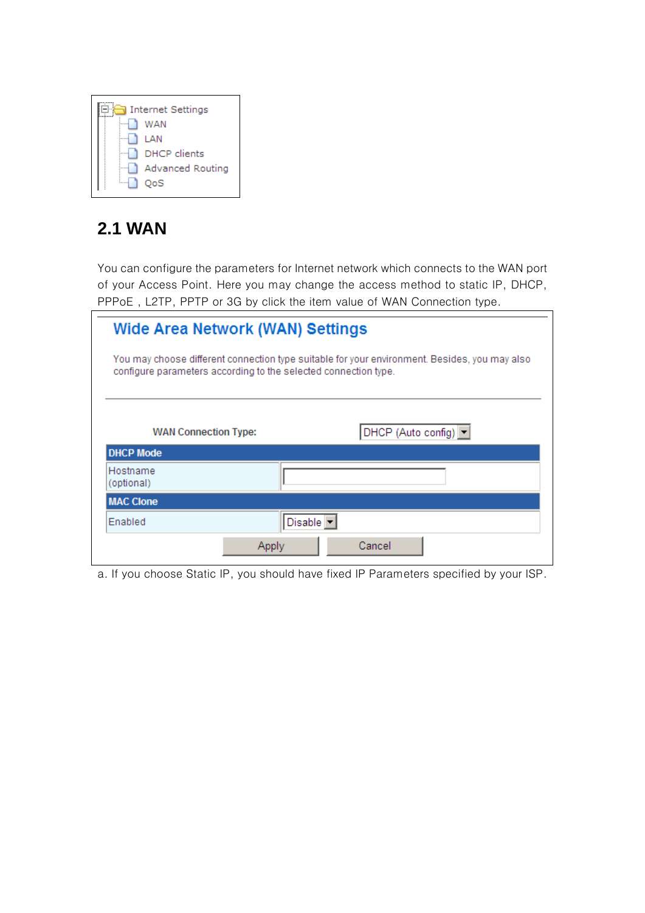- Internet Settings
  - WAN
  - LAN
  - DHCP clients
  - Advanced Routing
  - QoS

## 2.1 WAN

You can configure the parameters for Internet network which connects to the WAN port of your Access Point. Here you may change the access method to static IP, DHCP, PPPoE , L2TP, PPTP or 3G by click the item value of WAN Connection type.

### Wide Area Network (WAN) Settings

You may choose different connection type suitable for your environment. Besides, you may also configure parameters according to the selected connection type.

WAN Connection Type: DHCP (Auto config)

| DHCP Mode | |
|---|---|
| Hostname (optional) | |
| **MAC Clone** | |
| Enabled | Disable |

Apply Cancel

a. If you choose Static IP, you should have fixed IP Parameters specified by your ISP.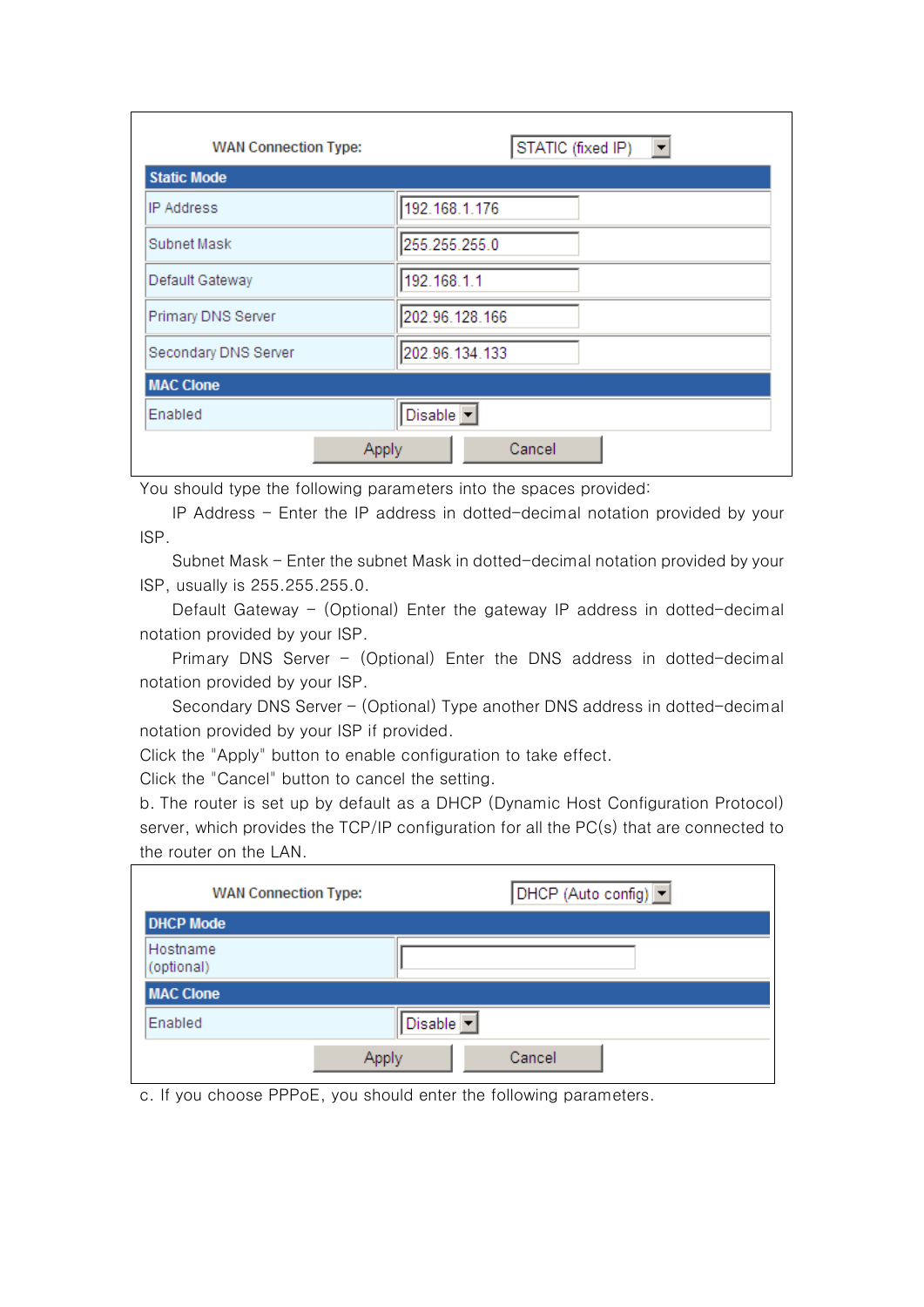| WAN Connection Type: | STATIC (fixed IP) |
|---|---|
| **Static Mode** | |
| IP Address | 192.168.1.176 |
| Subnet Mask | 255.255.255.0 |
| Default Gateway | 192.168.1.1 |
| Primary DNS Server | 202.96.128.166 |
| Secondary DNS Server | 202.96.134.133 |
| **MAC Clone** | |
| Enabled | Disable |
| Apply | Cancel |

You should type the following parameters into the spaces provided:

IP Address – Enter the IP address in dotted-decimal notation provided by your ISP.

Subnet Mask – Enter the subnet Mask in dotted-decimal notation provided by your ISP, usually is 255.255.255.0.

Default Gateway – (Optional) Enter the gateway IP address in dotted-decimal notation provided by your ISP.

Primary DNS Server – (Optional) Enter the DNS address in dotted-decimal notation provided by your ISP.

Secondary DNS Server – (Optional) Type another DNS address in dotted-decimal notation provided by your ISP if provided.

Click the "Apply" button to enable configuration to take effect.

Click the "Cancel" button to cancel the setting.

b. The router is set up by default as a DHCP (Dynamic Host Configuration Protocol) server, which provides the TCP/IP configuration for all the PC(s) that are connected to the router on the LAN.

| WAN Connection Type: | DHCP (Auto config) |
|---|---|
| **DHCP Mode** | |
| Hostname (optional) | |
| **MAC Clone** | |
| Enabled | Disable |
| Apply | Cancel |

c. If you choose PPPoE, you should enter the following parameters.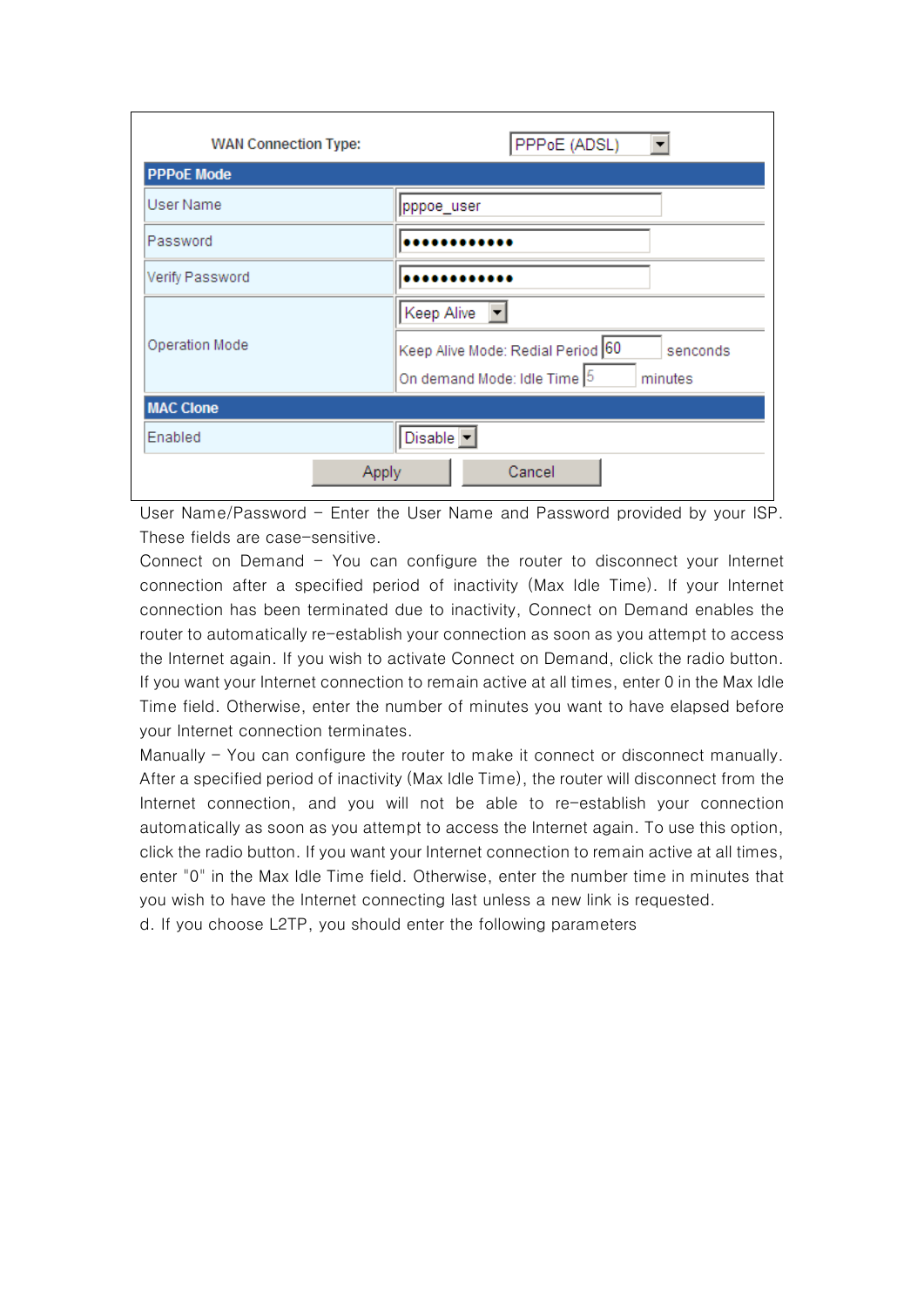| WAN Connection Type: | PPPoE (ADSL) |
|---|---|
| **PPPoE Mode** | |
| User Name | pppoe_user |
| Password | •••••••••••• |
| Verify Password | •••••••••••• |
| Operation Mode | Keep Alive<br>Keep Alive Mode: Redial Period 60 senconds<br>On demand Mode: Idle Time 5 minutes |
| **MAC Clone** | |
| Enabled | Disable |
| Apply | Cancel |

User Name/Password – Enter the User Name and Password provided by your ISP. These fields are case-sensitive.

Connect on Demand – You can configure the router to disconnect your Internet connection after a specified period of inactivity (Max Idle Time). If your Internet connection has been terminated due to inactivity, Connect on Demand enables the router to automatically re-establish your connection as soon as you attempt to access the Internet again. If you wish to activate Connect on Demand, click the radio button. If you want your Internet connection to remain active at all times, enter 0 in the Max Idle Time field. Otherwise, enter the number of minutes you want to have elapsed before your Internet connection terminates.

Manually – You can configure the router to make it connect or disconnect manually. After a specified period of inactivity (Max Idle Time), the router will disconnect from the Internet connection, and you will not be able to re-establish your connection automatically as soon as you attempt to access the Internet again. To use this option, click the radio button. If you want your Internet connection to remain active at all times, enter "0" in the Max Idle Time field. Otherwise, enter the number time in minutes that you wish to have the Internet connecting last unless a new link is requested.

d. If you choose L2TP, you should enter the following parameters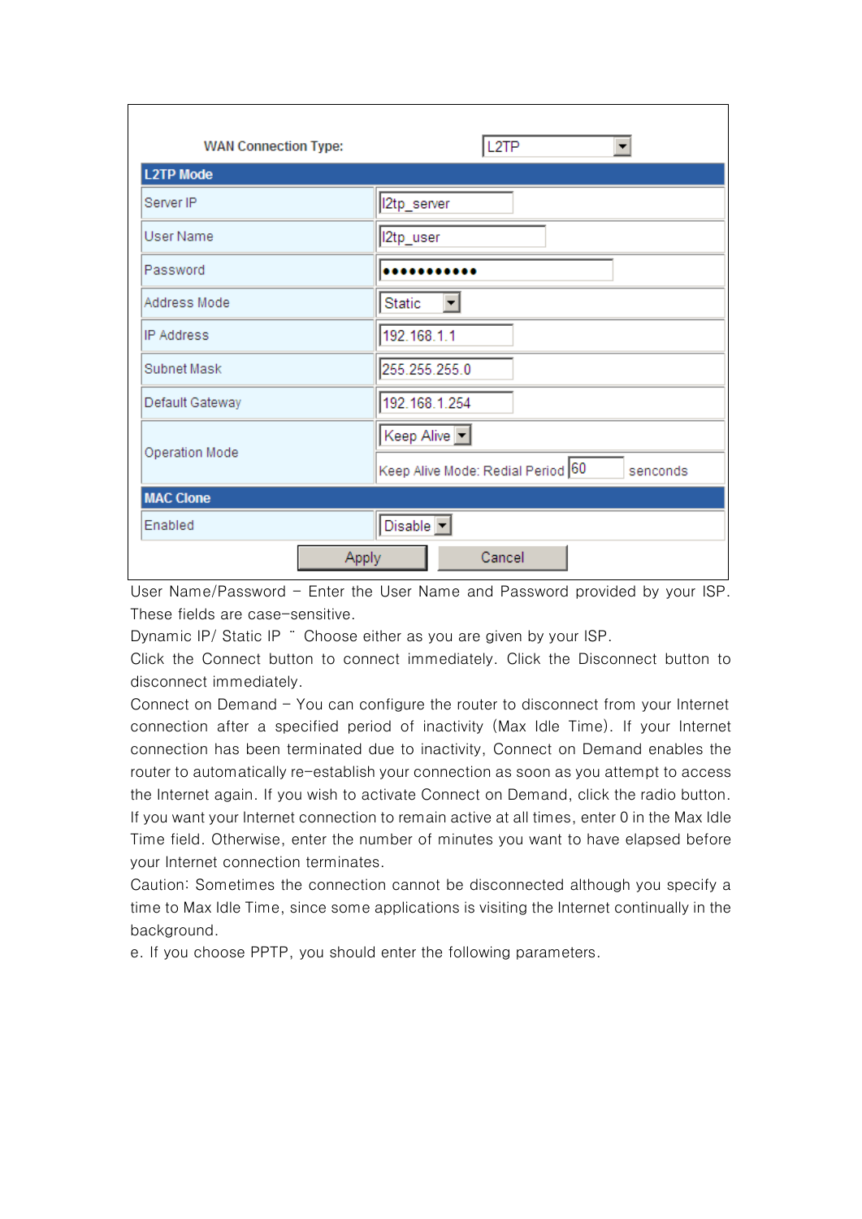| WAN Connection Type: | L2TP |
|---|---|
| **L2TP Mode** | |
| Server IP | l2tp_server |
| User Name | l2tp_user |
| Password | ●●●●●●●●●●● |
| Address Mode | Static |
| IP Address | 192.168.1.1 |
| Subnet Mask | 255.255.255.0 |
| Default Gateway | 192.168.1.254 |
| Operation Mode | Keep Alive |
| | Keep Alive Mode: Redial Period 60 senconds |
| **MAC Clone** | |
| Enabled | Disable |
| Apply | Cancel |

User Name/Password – Enter the User Name and Password provided by your ISP. These fields are case-sensitive.

Dynamic IP/ Static IP ¨ Choose either as you are given by your ISP.

Click the Connect button to connect immediately. Click the Disconnect button to disconnect immediately.

Connect on Demand – You can configure the router to disconnect from your Internet connection after a specified period of inactivity (Max Idle Time). If your Internet connection has been terminated due to inactivity, Connect on Demand enables the router to automatically re-establish your connection as soon as you attempt to access the Internet again. If you wish to activate Connect on Demand, click the radio button. If you want your Internet connection to remain active at all times, enter 0 in the Max Idle Time field. Otherwise, enter the number of minutes you want to have elapsed before your Internet connection terminates.

Caution: Sometimes the connection cannot be disconnected although you specify a time to Max Idle Time, since some applications is visiting the Internet continually in the background.

e. If you choose PPTP, you should enter the following parameters.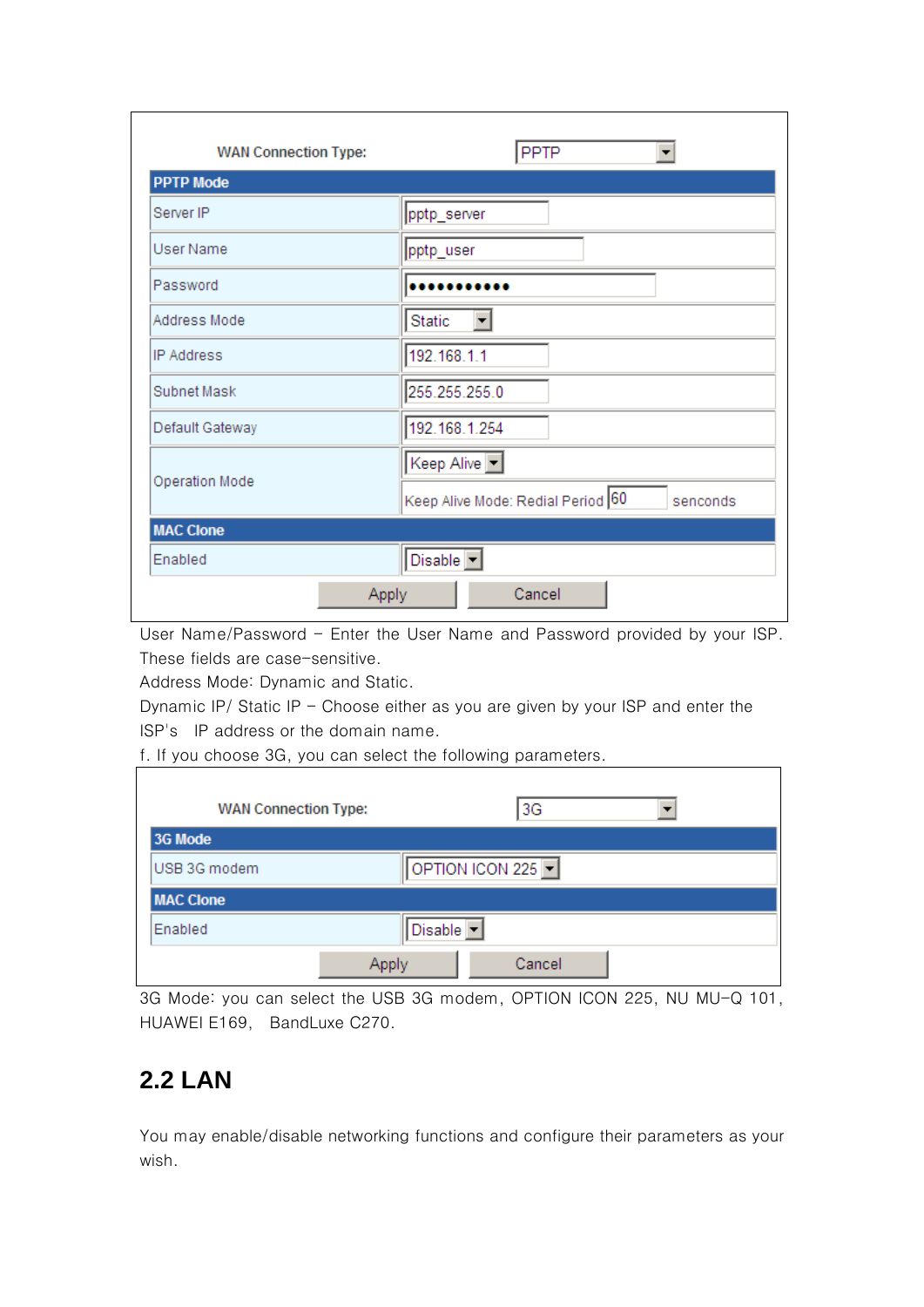| WAN Connection Type: | PPTP |
| --- | --- |
| **PPTP Mode** | |
| Server IP | pptp_server |
| User Name | pptp_user |
| Password | ●●●●●●●●●●● |
| Address Mode | Static |
| IP Address | 192.168.1.1 |
| Subnet Mask | 255.255.255.0 |
| Default Gateway | 192.168.1.254 |
| Operation Mode | Keep Alive |
| | Keep Alive Mode: Redial Period 60 senconds |
| **MAC Clone** | |
| Enabled | Disable |
| Apply | Cancel |

User Name/Password – Enter the User Name and Password provided by your ISP. These fields are case-sensitive.

Address Mode: Dynamic and Static.

Dynamic IP/ Static IP – Choose either as you are given by your ISP and enter the ISP's IP address or the domain name.

f. If you choose 3G, you can select the following parameters.

| WAN Connection Type: | 3G |
| --- | --- |
| **3G Mode** | |
| USB 3G modem | OPTION ICON 225 |
| **MAC Clone** | |
| Enabled | Disable |
| Apply | Cancel |

3G Mode: you can select the USB 3G modem, OPTION ICON 225, NU MU-Q 101, HUAWEI E169, BandLuxe C270.

## 2.2 LAN

You may enable/disable networking functions and configure their parameters as your wish.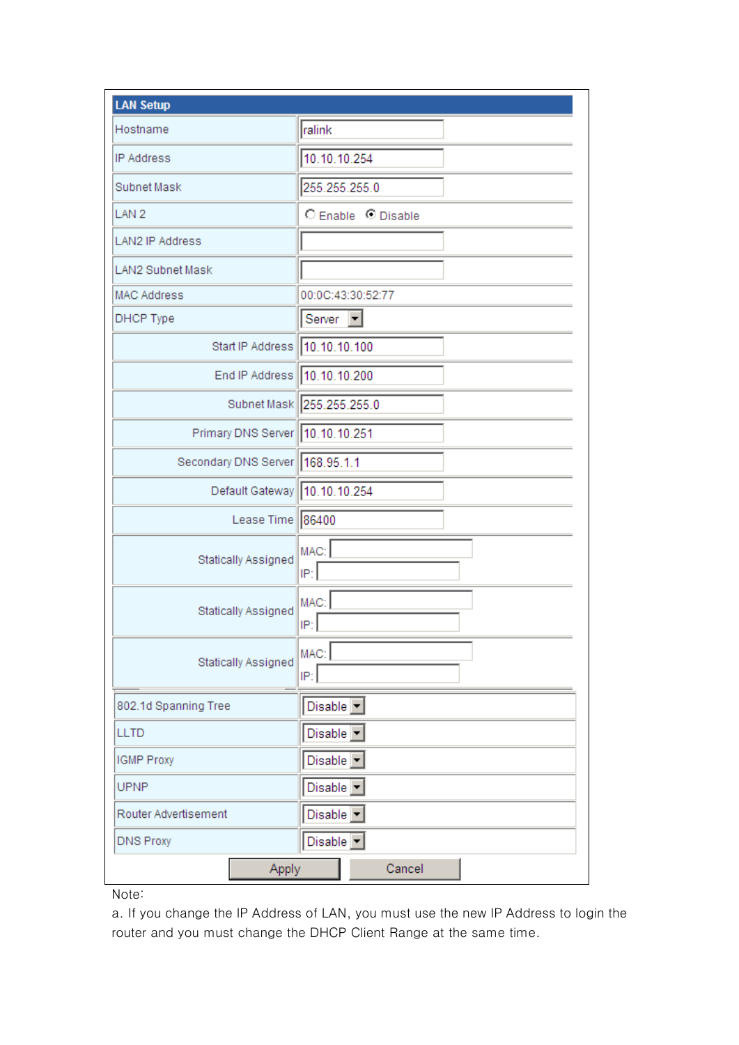| LAN Setup | |
|---|---|
| Hostname | ralink |
| IP Address | 10.10.10.254 |
| Subnet Mask | 255.255.255.0 |
| LAN 2 | ○ Enable ◉ Disable |
| LAN2 IP Address | |
| LAN2 Subnet Mask | |
| MAC Address | 00:0C:43:30:52:77 |
| DHCP Type | Server |
| Start IP Address | 10.10.10.100 |
| End IP Address | 10.10.10.200 |
| Subnet Mask | 255.255.255.0 |
| Primary DNS Server | 10.10.10.251 |
| Secondary DNS Server | 168.95.1.1 |
| Default Gateway | 10.10.10.254 |
| Lease Time | 86400 |
| Statically Assigned | MAC: IP: |
| Statically Assigned | MAC: IP: |
| Statically Assigned | MAC: IP: |
| 802.1d Spanning Tree | Disable |
| LLTD | Disable |
| IGMP Proxy | Disable |
| UPNP | Disable |
| Router Advertisement | Disable |
| DNS Proxy | Disable |

Apply Cancel

Note:

a. If you change the IP Address of LAN, you must use the new IP Address to login the router and you must change the DHCP Client Range at the same time.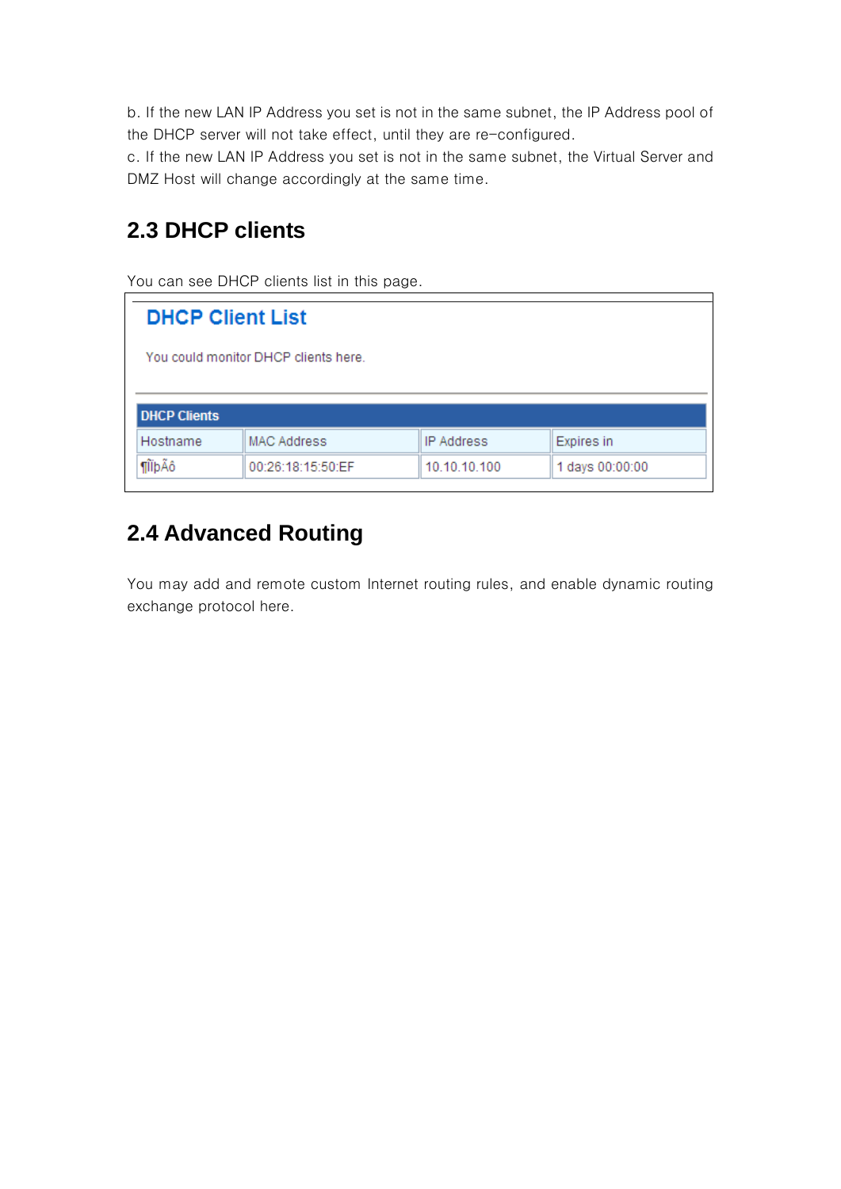b. If the new LAN IP Address you set is not in the same subnet, the IP Address pool of the DHCP server will not take effect, until they are re-configured.
c. If the new LAN IP Address you set is not in the same subnet, the Virtual Server and DMZ Host will change accordingly at the same time.

## 2.3 DHCP clients

You can see DHCP clients list in this page.

### DHCP Client List

You could monitor DHCP clients here.

| DHCP Clients | | | |
|---|---|---|---|
| Hostname | MAC Address | IP Address | Expires in |
| ¶ÎìþÃô | 00:26:18:15:50:EF | 10.10.10.100 | 1 days 00:00:00 |

## 2.4 Advanced Routing

You may add and remote custom Internet routing rules, and enable dynamic routing exchange protocol here.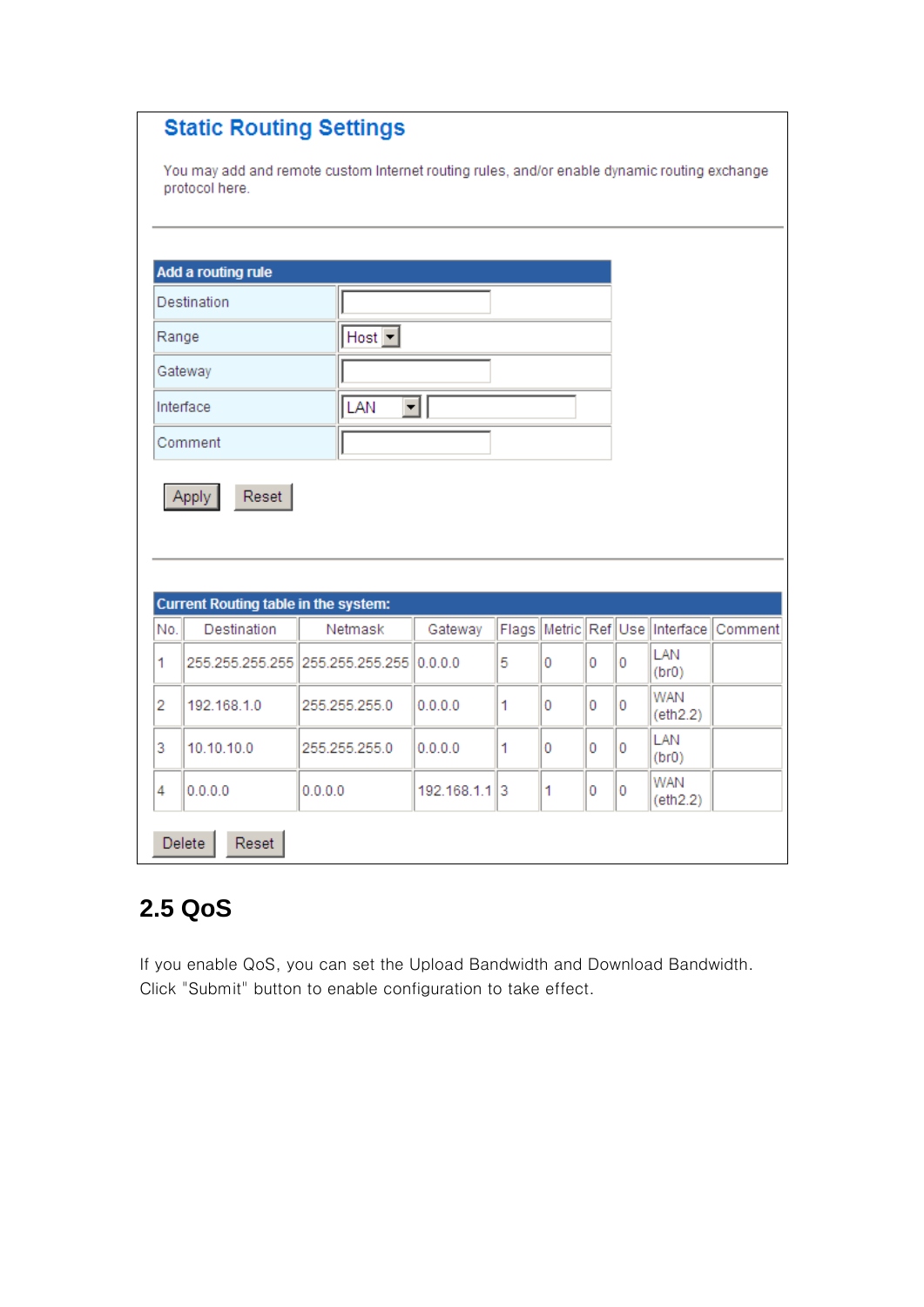## Static Routing Settings

You may add and remote custom Internet routing rules, and/or enable dynamic routing exchange protocol here.

| Add a routing rule | |
|---|---|
| Destination | |
| Range | Host |
| Gateway | |
| Interface | LAN |
| Comment | |

Apply　Reset

| Current Routing table in the system: | | | | | | | | | |
|---|---|---|---|---|---|---|---|---|---|
| No. | Destination | Netmask | Gateway | Flags | Metric | Ref | Use | Interface | Comment |
| 1 | 255.255.255.255 | 255.255.255.255 | 0.0.0.0 | 5 | 0 | 0 | 0 | LAN (br0) | |
| 2 | 192.168.1.0 | 255.255.255.0 | 0.0.0.0 | 1 | 0 | 0 | 0 | WAN (eth2.2) | |
| 3 | 10.10.10.0 | 255.255.255.0 | 0.0.0.0 | 1 | 0 | 0 | 0 | LAN (br0) | |
| 4 | 0.0.0.0 | 0.0.0.0 | 192.168.1.1 | 3 | 1 | 0 | 0 | WAN (eth2.2) | |

Delete　Reset

## 2.5 QoS

If you enable QoS, you can set the Upload Bandwidth and Download Bandwidth. Click "Submit" button to enable configuration to take effect.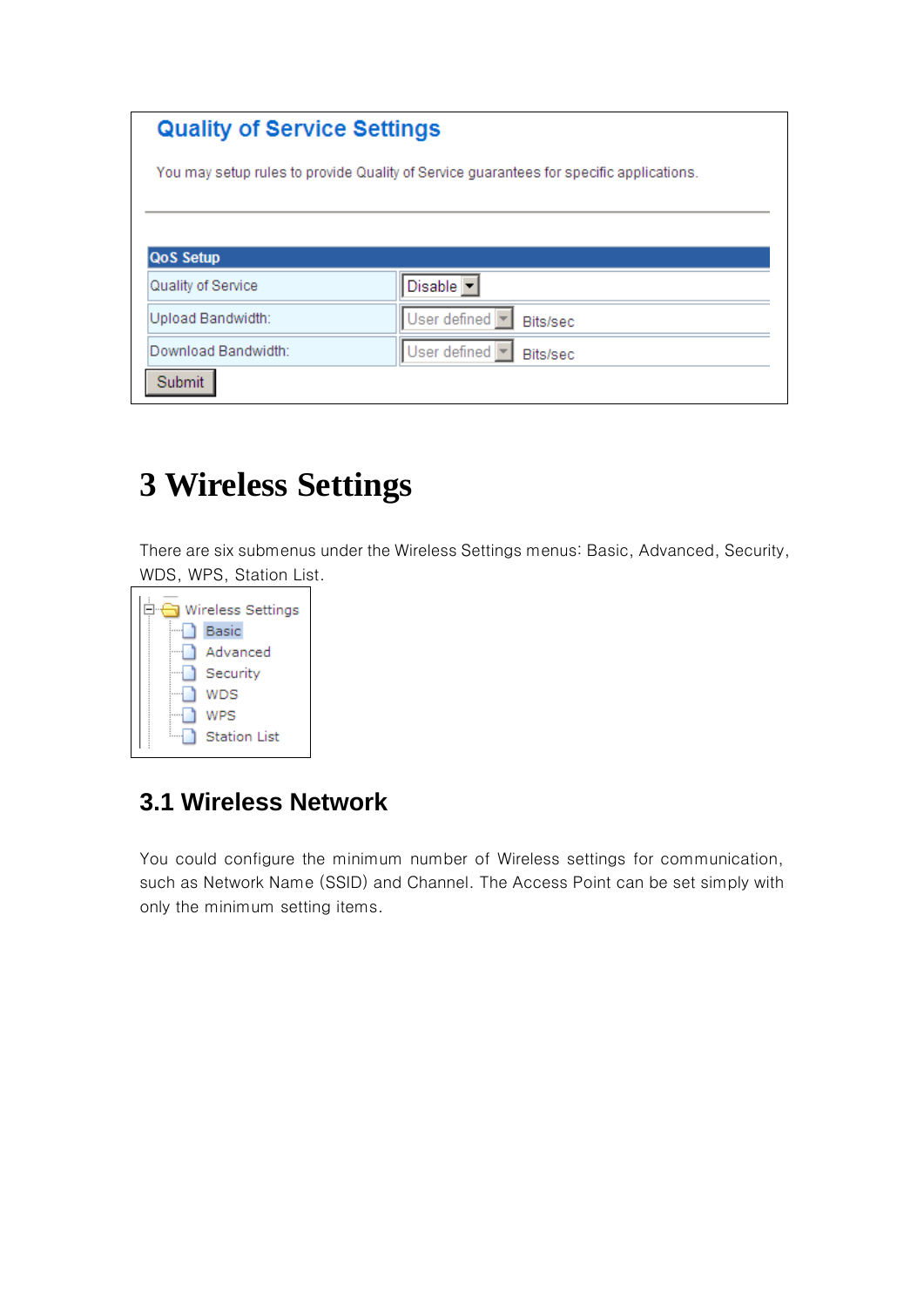## Quality of Service Settings

You may setup rules to provide Quality of Service guarantees for specific applications.

| QoS Setup | |
|---|---|
| Quality of Service | Disable |
| Upload Bandwidth: | User defined Bits/sec |
| Download Bandwidth: | User defined Bits/sec |

Submit

# 3 Wireless Settings

There are six submenus under the Wireless Settings menus: Basic, Advanced, Security, WDS, WPS, Station List.

- Wireless Settings
  - Basic
  - Advanced
  - Security
  - WDS
  - WPS
  - Station List

## 3.1 Wireless Network

You could configure the minimum number of Wireless settings for communication, such as Network Name (SSID) and Channel. The Access Point can be set simply with only the minimum setting items.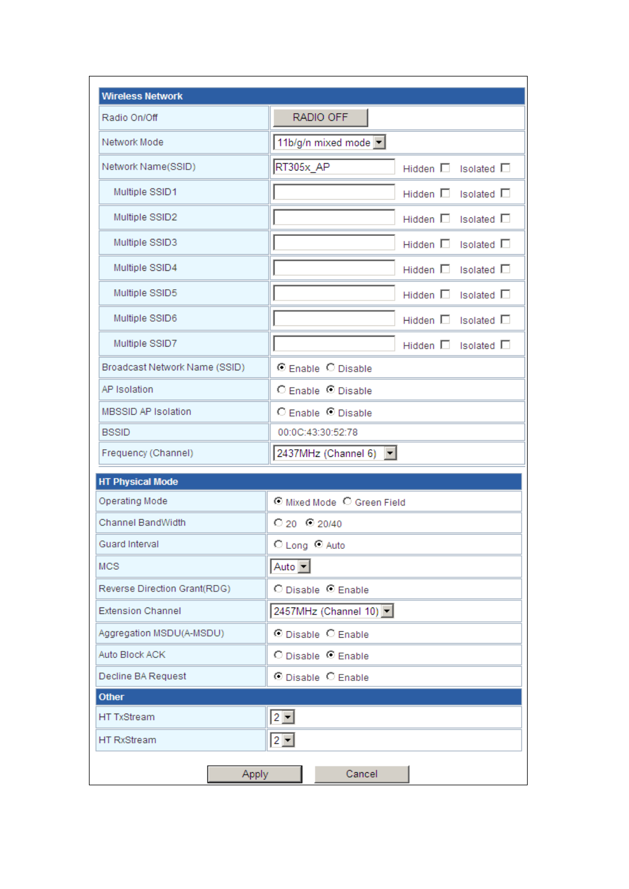| Wireless Network | |
|---|---|
| Radio On/Off | RADIO OFF |
| Network Mode | 11b/g/n mixed mode |
| Network Name(SSID) | RT305x_AP Hidden ☐ Isolated ☐ |
| Multiple SSID1 | Hidden ☐ Isolated ☐ |
| Multiple SSID2 | Hidden ☐ Isolated ☐ |
| Multiple SSID3 | Hidden ☐ Isolated ☐ |
| Multiple SSID4 | Hidden ☐ Isolated ☐ |
| Multiple SSID5 | Hidden ☐ Isolated ☐ |
| Multiple SSID6 | Hidden ☐ Isolated ☐ |
| Multiple SSID7 | Hidden ☐ Isolated ☐ |
| Broadcast Network Name (SSID) | ◉ Enable ○ Disable |
| AP Isolation | ○ Enable ◉ Disable |
| MBSSID AP Isolation | ○ Enable ◉ Disable |
| BSSID | 00:0C:43:30:52:78 |
| Frequency (Channel) | 2437MHz (Channel 6) |

| HT Physical Mode | |
|---|---|
| Operating Mode | ◉ Mixed Mode ○ Green Field |
| Channel BandWidth | ○ 20 ◉ 20/40 |
| Guard Interval | ○ Long ◉ Auto |
| MCS | Auto |
| Reverse Direction Grant(RDG) | ○ Disable ◉ Enable |
| Extension Channel | 2457MHz (Channel 10) |
| Aggregation MSDU(A-MSDU) | ◉ Disable ○ Enable |
| Auto Block ACK | ○ Disable ◉ Enable |
| Decline BA Request | ◉ Disable ○ Enable |

| Other | |
|---|---|
| HT TxStream | 2 |
| HT RxStream | 2 |

Apply | Cancel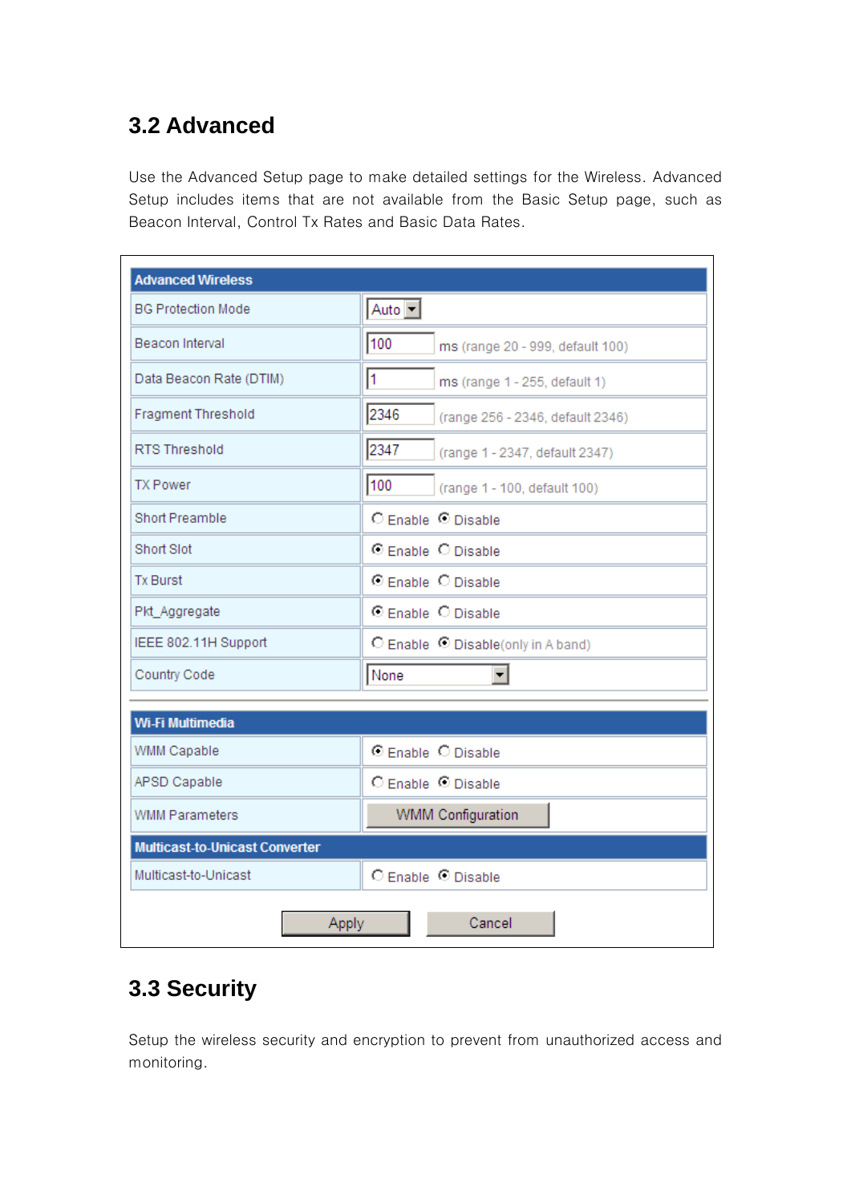## 3.2 Advanced

Use the Advanced Setup page to make detailed settings for the Wireless. Advanced Setup includes items that are not available from the Basic Setup page, such as Beacon Interval, Control Tx Rates and Basic Data Rates.

| Advanced Wireless | |
|---|---|
| BG Protection Mode | Auto |
| Beacon Interval | 100 ms (range 20 - 999, default 100) |
| Data Beacon Rate (DTIM) | 1 ms (range 1 - 255, default 1) |
| Fragment Threshold | 2346 (range 256 - 2346, default 2346) |
| RTS Threshold | 2347 (range 1 - 2347, default 2347) |
| TX Power | 100 (range 1 - 100, default 100) |
| Short Preamble | ○ Enable ● Disable |
| Short Slot | ● Enable ○ Disable |
| Tx Burst | ● Enable ○ Disable |
| Pkt_Aggregate | ● Enable ○ Disable |
| IEEE 802.11H Support | ○ Enable ● Disable(only in A band) |
| Country Code | None |

| Wi-Fi Multimedia | |
|---|---|
| WMM Capable | ● Enable ○ Disable |
| APSD Capable | ○ Enable ● Disable |
| WMM Parameters | WMM Configuration |

| Multicast-to-Unicast Converter | |
|---|---|
| Multicast-to-Unicast | ○ Enable ● Disable |

Apply Cancel

## 3.3 Security

Setup the wireless security and encryption to prevent from unauthorized access and monitoring.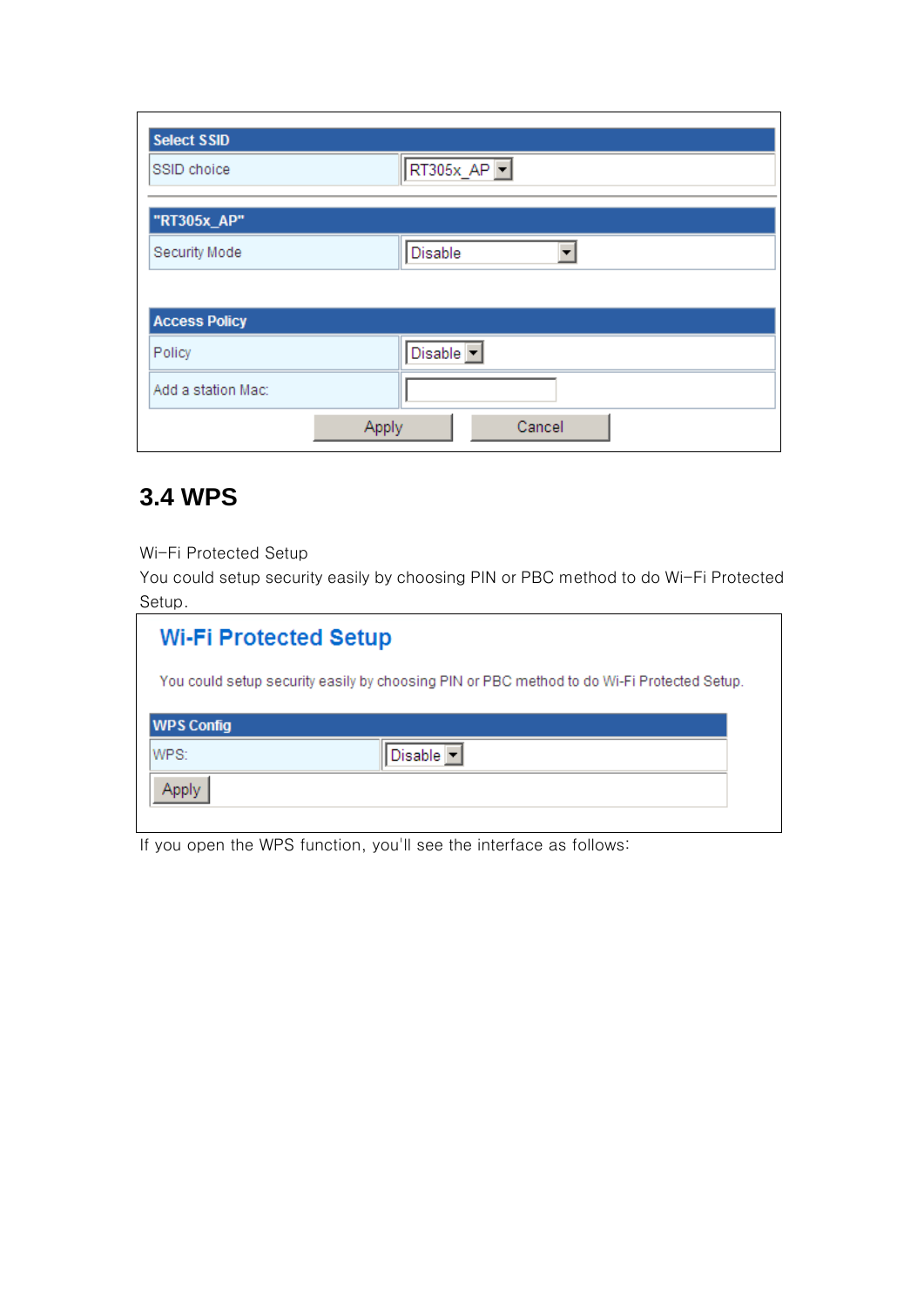| Select SSID | |
|---|---|
| SSID choice | RT305x_AP |

| "RT305x_AP" | |
|---|---|
| Security Mode | Disable |

| Access Policy | |
|---|---|
| Policy | Disable |
| Add a station Mac: | |

Apply Cancel

## 3.4 WPS

Wi-Fi Protected Setup

You could setup security easily by choosing PIN or PBC method to do Wi-Fi Protected Setup.

## Wi-Fi Protected Setup

You could setup security easily by choosing PIN or PBC method to do Wi-Fi Protected Setup.

| WPS Config | |
|---|---|
| WPS: | Disable |
| Apply | |

If you open the WPS function, you'll see the interface as follows: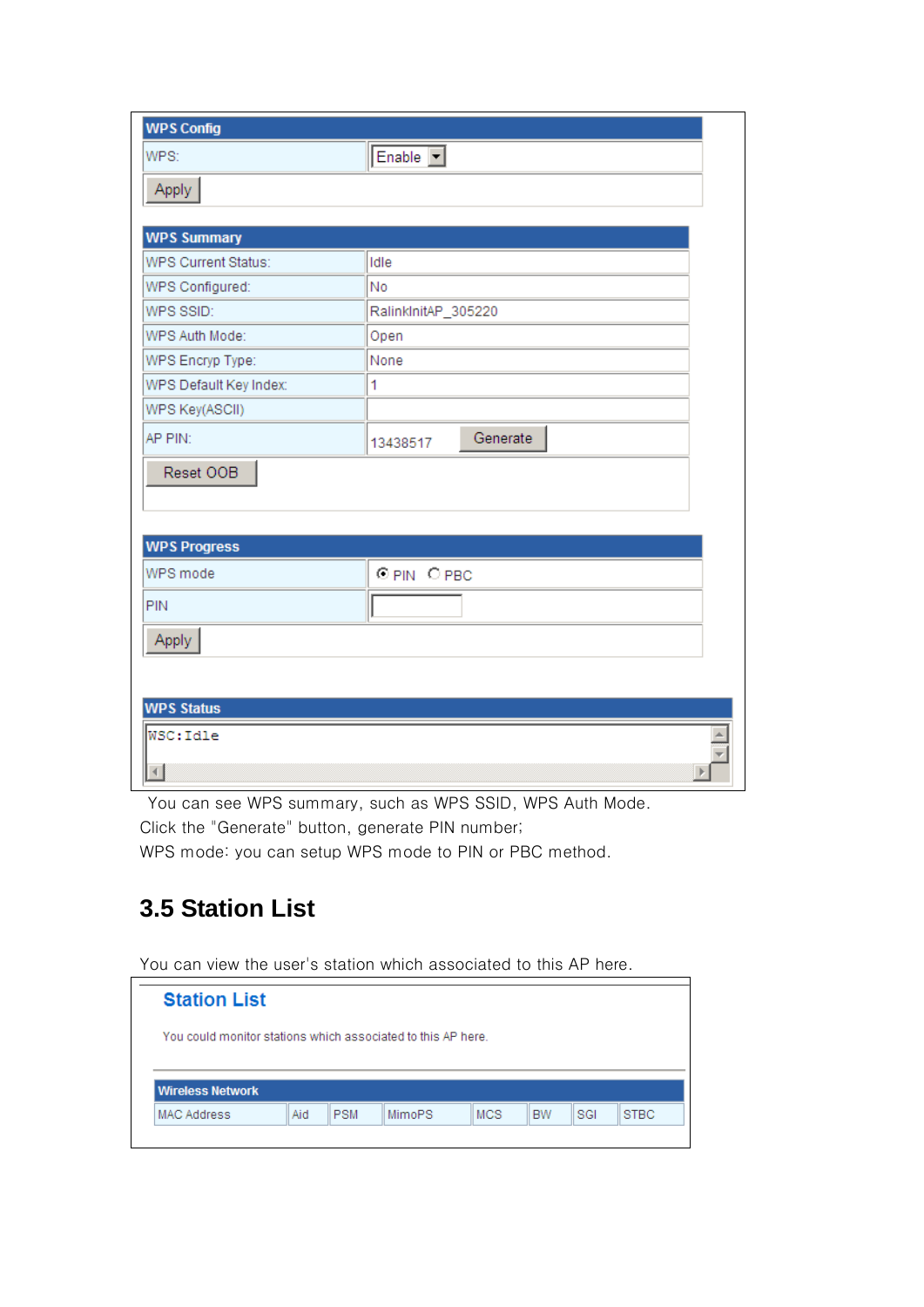**WPS Config**

| WPS: | Enable |
|---|---|

Apply

**WPS Summary**

| WPS Current Status: | Idle |
|---|---|
| WPS Configured: | No |
| WPS SSID: | RalinkInitAP_305220 |
| WPS Auth Mode: | Open |
| WPS Encryp Type: | None |
| WPS Default Key Index: | 1 |
| WPS Key(ASCII) | |
| AP PIN: | 13438517 Generate |

Reset OOB

**WPS Progress**

| WPS mode | ◉ PIN ○ PBC |
|---|---|
| PIN | |

Apply

**WPS Status**

```
WSC:Idle
```

You can see WPS summary, such as WPS SSID, WPS Auth Mode.

Click the "Generate" button, generate PIN number;

WPS mode: you can setup WPS mode to PIN or PBC method.

## 3.5 Station List

You can view the user's station which associated to this AP here.

**Station List**

You could monitor stations which associated to this AP here.

| Wireless Network | | | | | | | |
|---|---|---|---|---|---|---|---|
| MAC Address | Aid | PSM | MimoPS | MCS | BW | SGI | STBC |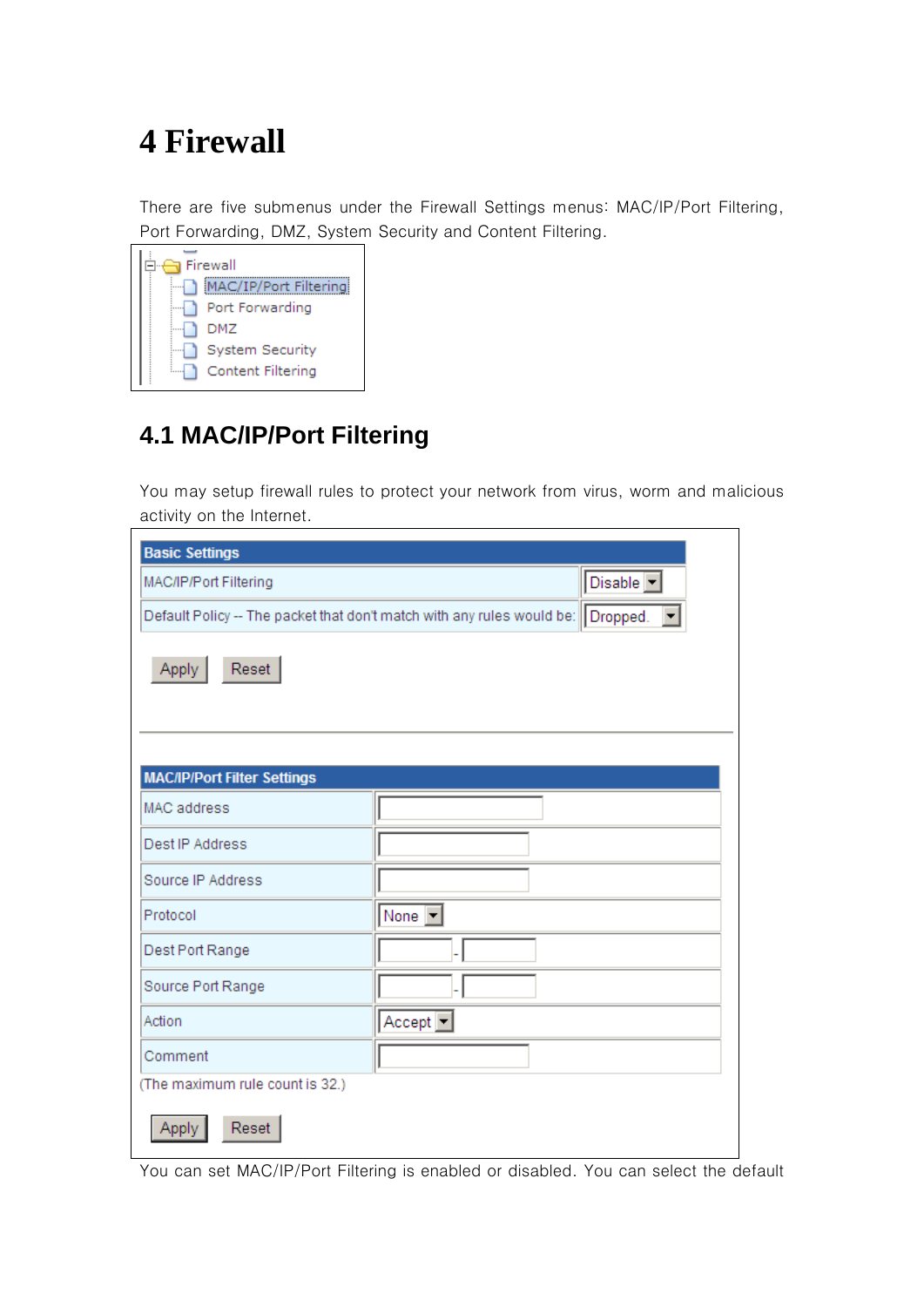# 4 Firewall

There are five submenus under the Firewall Settings menus: MAC/IP/Port Filtering, Port Forwarding, DMZ, System Security and Content Filtering.

- Firewall
  - MAC/IP/Port Filtering
  - Port Forwarding
  - DMZ
  - System Security
  - Content Filtering

## 4.1 MAC/IP/Port Filtering

You may setup firewall rules to protect your network from virus, worm and malicious activity on the Internet.

| Basic Settings | |
|---|---|
| MAC/IP/Port Filtering | Disable |
| Default Policy -- The packet that don't match with any rules would be: | Dropped. |

Apply Reset

| MAC/IP/Port Filter Settings | |
|---|---|
| MAC address | |
| Dest IP Address | |
| Source IP Address | |
| Protocol | None |
| Dest Port Range | - |
| Source Port Range | - |
| Action | Accept |
| Comment | |

(The maximum rule count is 32.)

Apply Reset

You can set MAC/IP/Port Filtering is enabled or disabled. You can select the default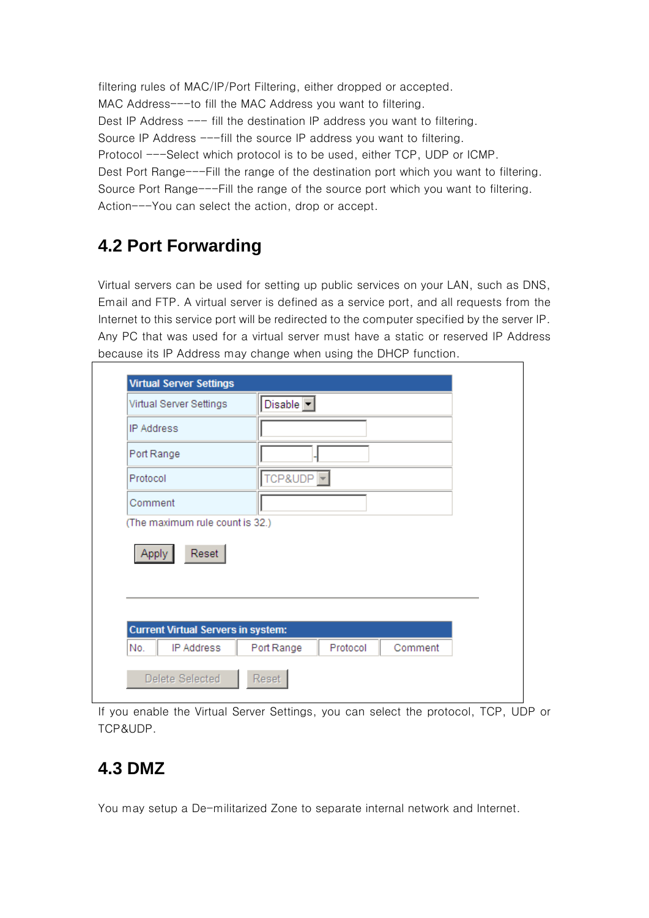filtering rules of MAC/IP/Port Filtering, either dropped or accepted.
MAC Address---to fill the MAC Address you want to filtering.
Dest IP Address --- fill the destination IP address you want to filtering.
Source IP Address ---fill the source IP address you want to filtering.
Protocol ---Select which protocol is to be used, either TCP, UDP or ICMP.
Dest Port Range---Fill the range of the destination port which you want to filtering.
Source Port Range---Fill the range of the source port which you want to filtering.
Action---You can select the action, drop or accept.

## 4.2 Port Forwarding

Virtual servers can be used for setting up public services on your LAN, such as DNS, Email and FTP. A virtual server is defined as a service port, and all requests from the Internet to this service port will be redirected to the computer specified by the server IP. Any PC that was used for a virtual server must have a static or reserved IP Address because its IP Address may change when using the DHCP function.

| Virtual Server Settings | |
|---|---|
| Virtual Server Settings | Disable |
| IP Address | |
| Port Range | - |
| Protocol | TCP&UDP |
| Comment | |

(The maximum rule count is 32.)

Apply Reset

| Current Virtual Servers in system: | | | | |
|---|---|---|---|---|
| No. | IP Address | Port Range | Protocol | Comment |

Delete Selected Reset

If you enable the Virtual Server Settings, you can select the protocol, TCP, UDP or TCP&UDP.

## 4.3 DMZ

You may setup a De-militarized Zone to separate internal network and Internet.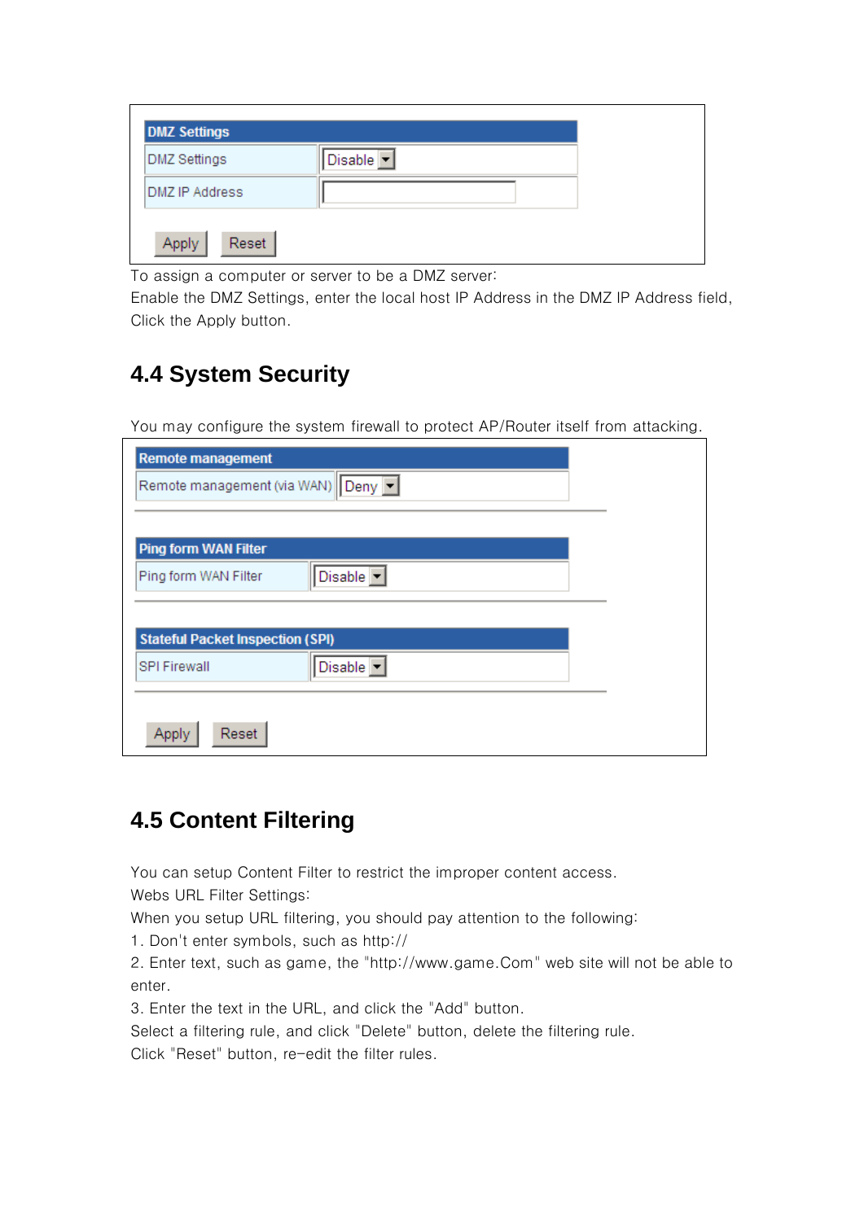| DMZ Settings | |
|---|---|
| DMZ Settings | Disable |
| DMZ IP Address | |

Apply Reset

To assign a computer or server to be a DMZ server:
Enable the DMZ Settings, enter the local host IP Address in the DMZ IP Address field, Click the Apply button.

## 4.4 System Security

You may configure the system firewall to protect AP/Router itself from attacking.

| Remote management | |
|---|---|
| Remote management (via WAN) | Deny |

| Ping form WAN Filter | |
|---|---|
| Ping form WAN Filter | Disable |

| Stateful Packet Inspection (SPI) | |
|---|---|
| SPI Firewall | Disable |

Apply Reset

## 4.5 Content Filtering

You can setup Content Filter to restrict the improper content access.
Webs URL Filter Settings:
When you setup URL filtering, you should pay attention to the following:
1. Don't enter symbols, such as http://
2. Enter text, such as game, the "http://www.game.Com" web site will not be able to enter.
3. Enter the text in the URL, and click the "Add" button.
Select a filtering rule, and click "Delete" button, delete the filtering rule.
Click "Reset" button, re-edit the filter rules.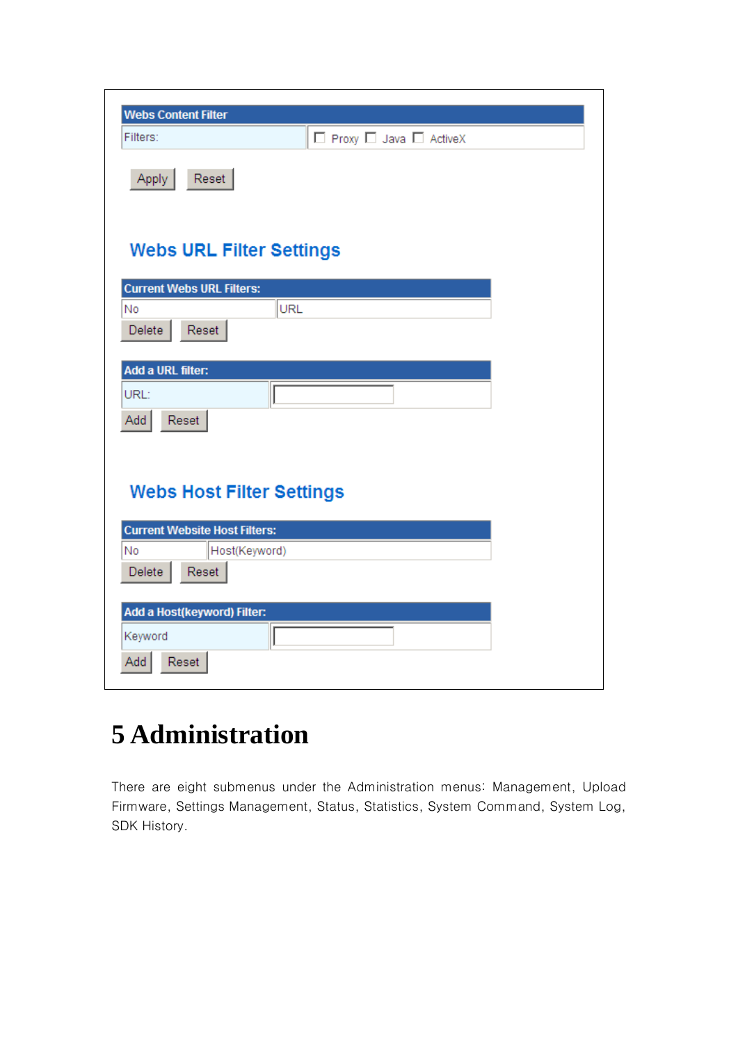| Webs Content Filter | |
|---|---|
| Filters: | ☐ Proxy ☐ Java ☐ ActiveX |

Apply  Reset

## Webs URL Filter Settings

| Current Webs URL Filters: | |
|---|---|
| No | URL |

Delete  Reset

| Add a URL filter: | |
|---|---|
| URL: | |

Add  Reset

## Webs Host Filter Settings

| Current Website Host Filters: | |
|---|---|
| No | Host(Keyword) |

Delete  Reset

| Add a Host(keyword) Filter: | |
|---|---|
| Keyword | |

Add  Reset

# 5 Administration

There are eight submenus under the Administration menus: Management, Upload Firmware, Settings Management, Status, Statistics, System Command, System Log, SDK History.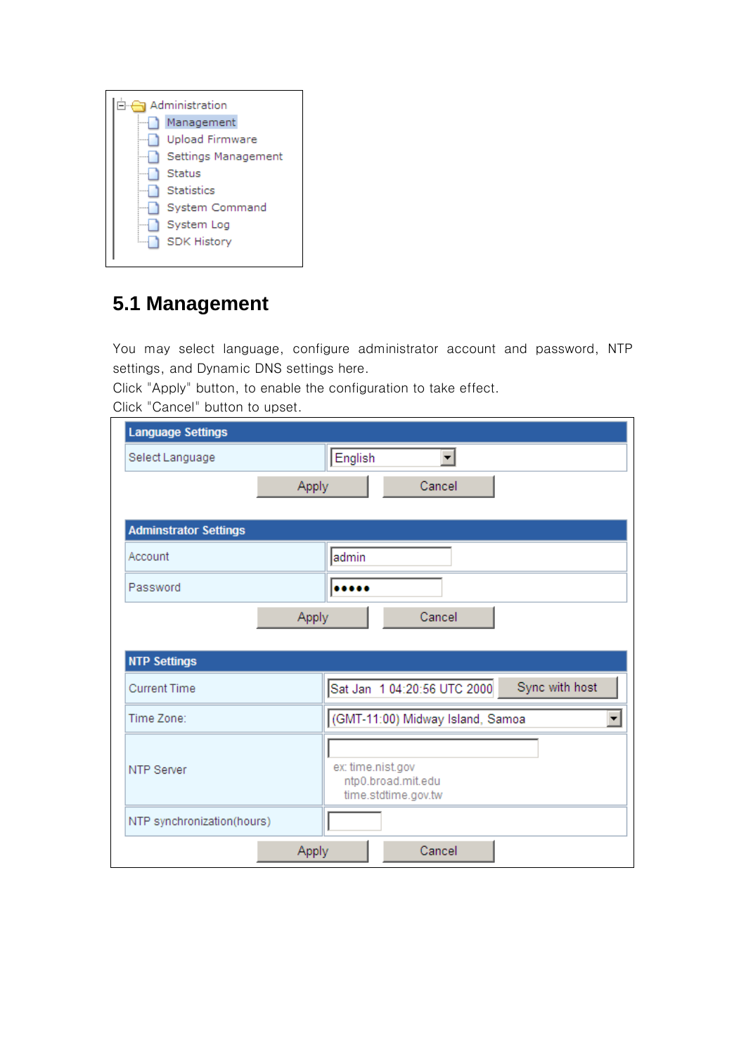- Administration
  - Management
  - Upload Firmware
  - Settings Management
  - Status
  - Statistics
  - System Command
  - System Log
  - SDK History

## 5.1 Management

You may select language, configure administrator account and password, NTP settings, and Dynamic DNS settings here.
Click "Apply" button, to enable the configuration to take effect.
Click "Cancel" button to upset.

| Language Settings | |
|---|---|
| Select Language | English |

Apply Cancel

| Adminstrator Settings | |
|---|---|
| Account | admin |
| Password | ●●●●● |

Apply Cancel

| NTP Settings | |
|---|---|
| Current Time | Sat Jan 1 04:20:56 UTC 2000 Sync with host |
| Time Zone: | (GMT-11:00) Midway Island, Samoa |
| NTP Server | ex: time.nist.gov ntp0.broad.mit.edu time.stdtime.gov.tw |
| NTP synchronization(hours) | |

Apply Cancel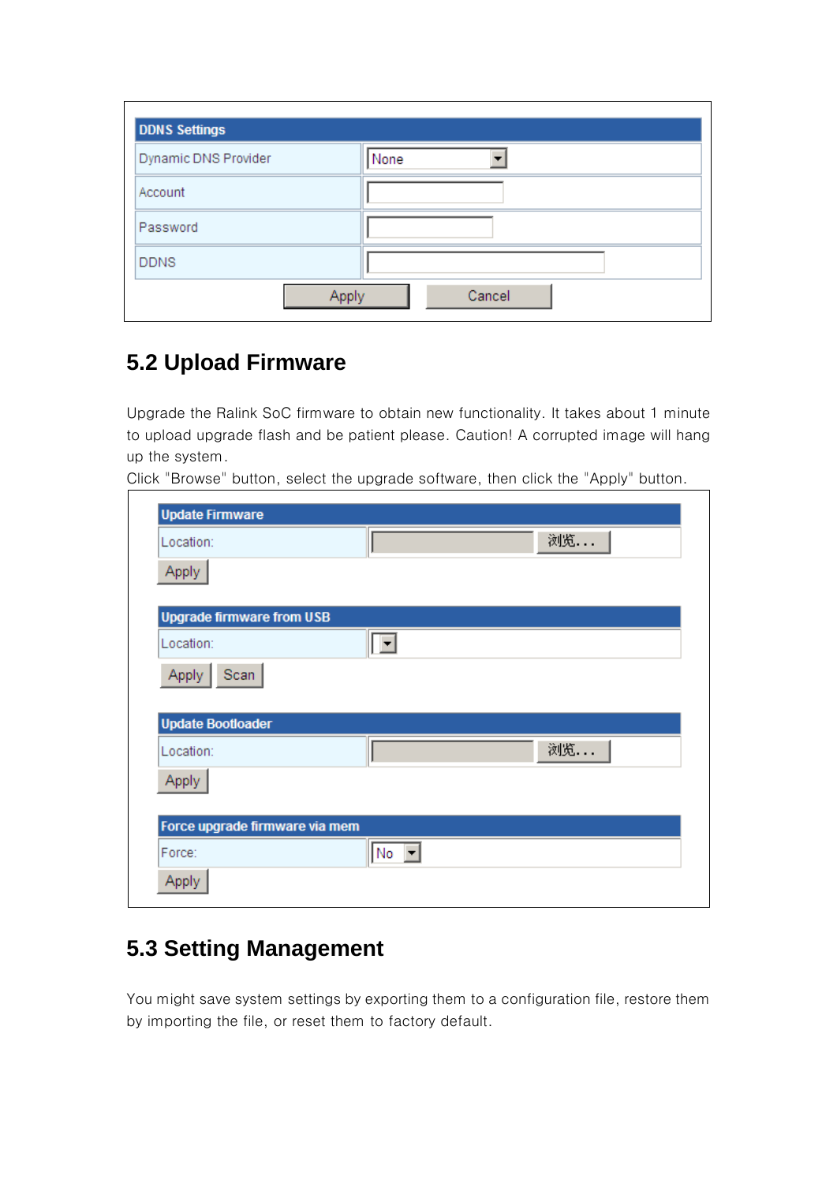| DDNS Settings | |
|---|---|
| Dynamic DNS Provider | None |
| Account | |
| Password | |
| DDNS | |

Apply Cancel

## 5.2 Upload Firmware

Upgrade the Ralink SoC firmware to obtain new functionality. It takes about 1 minute to upload upgrade flash and be patient please. Caution! A corrupted image will hang up the system.

Click "Browse" button, select the upgrade software, then click the "Apply" button.

| Update Firmware | |
|---|---|
| Location: | 浏览... |

Apply

| Upgrade firmware from USB | |
|---|---|
| Location: | |

Apply Scan

| Update Bootloader | |
|---|---|
| Location: | 浏览... |

Apply

| Force upgrade firmware via mem | |
|---|---|
| Force: | No |

Apply

## 5.3 Setting Management

You might save system settings by exporting them to a configuration file, restore them by importing the file, or reset them to factory default.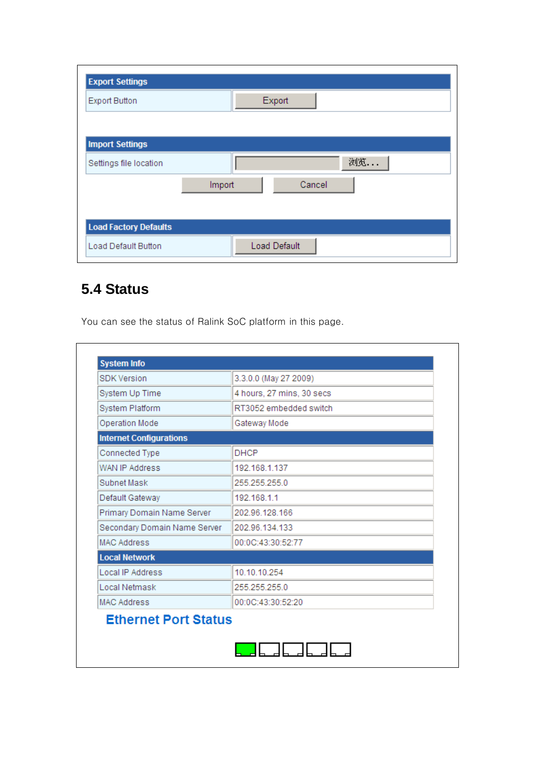| Export Settings | |
|---|---|
| Export Button | Export |

| Import Settings | |
|---|---|
| Settings file location | 浏览... |

Import Cancel

| Load Factory Defaults | |
|---|---|
| Load Default Button | Load Default |

## 5.4 Status

You can see the status of Ralink SoC platform in this page.

| System Info | |
|---|---|
| SDK Version | 3.3.0.0 (May 27 2009) |
| System Up Time | 4 hours, 27 mins, 30 secs |
| System Platform | RT3052 embedded switch |
| Operation Mode | Gateway Mode |
| **Internet Configurations** | |
| Connected Type | DHCP |
| WAN IP Address | 192.168.1.137 |
| Subnet Mask | 255.255.255.0 |
| Default Gateway | 192.168.1.1 |
| Primary Domain Name Server | 202.96.128.166 |
| Secondary Domain Name Server | 202.96.134.133 |
| MAC Address | 00:0C:43:30:52:77 |
| **Local Network** | |
| Local IP Address | 10.10.10.254 |
| Local Netmask | 255.255.255.0 |
| MAC Address | 00:0C:43:30:52:20 |

**Ethernet Port Status**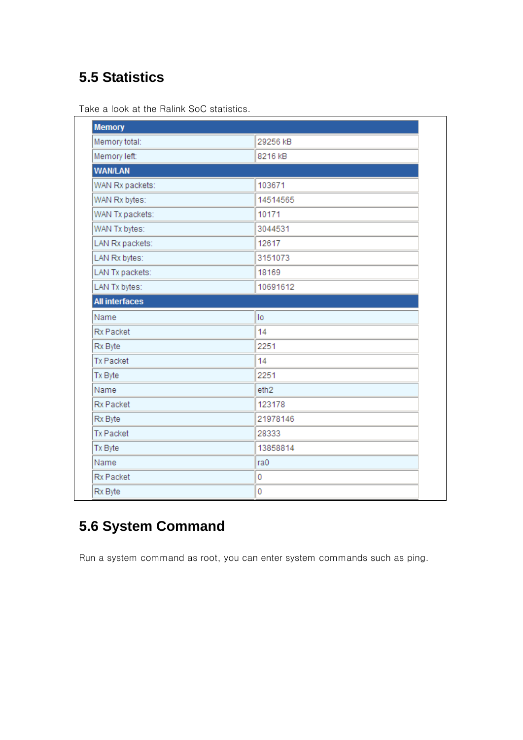## 5.5 Statistics

Take a look at the Ralink SoC statistics.

| Memory | |
|---|---|
| Memory total: | 29256 kB |
| Memory left: | 8216 kB |
| **WAN/LAN** | |
| WAN Rx packets: | 103671 |
| WAN Rx bytes: | 14514565 |
| WAN Tx packets: | 10171 |
| WAN Tx bytes: | 3044531 |
| LAN Rx packets: | 12617 |
| LAN Rx bytes: | 3151073 |
| LAN Tx packets: | 18169 |
| LAN Tx bytes: | 10691612 |
| **All interfaces** | |
| Name | lo |
| Rx Packet | 14 |
| Rx Byte | 2251 |
| Tx Packet | 14 |
| Tx Byte | 2251 |
| Name | eth2 |
| Rx Packet | 123178 |
| Rx Byte | 21978146 |
| Tx Packet | 28333 |
| Tx Byte | 13858814 |
| Name | ra0 |
| Rx Packet | 0 |
| Rx Byte | 0 |

## 5.6 System Command

Run a system command as root, you can enter system commands such as ping.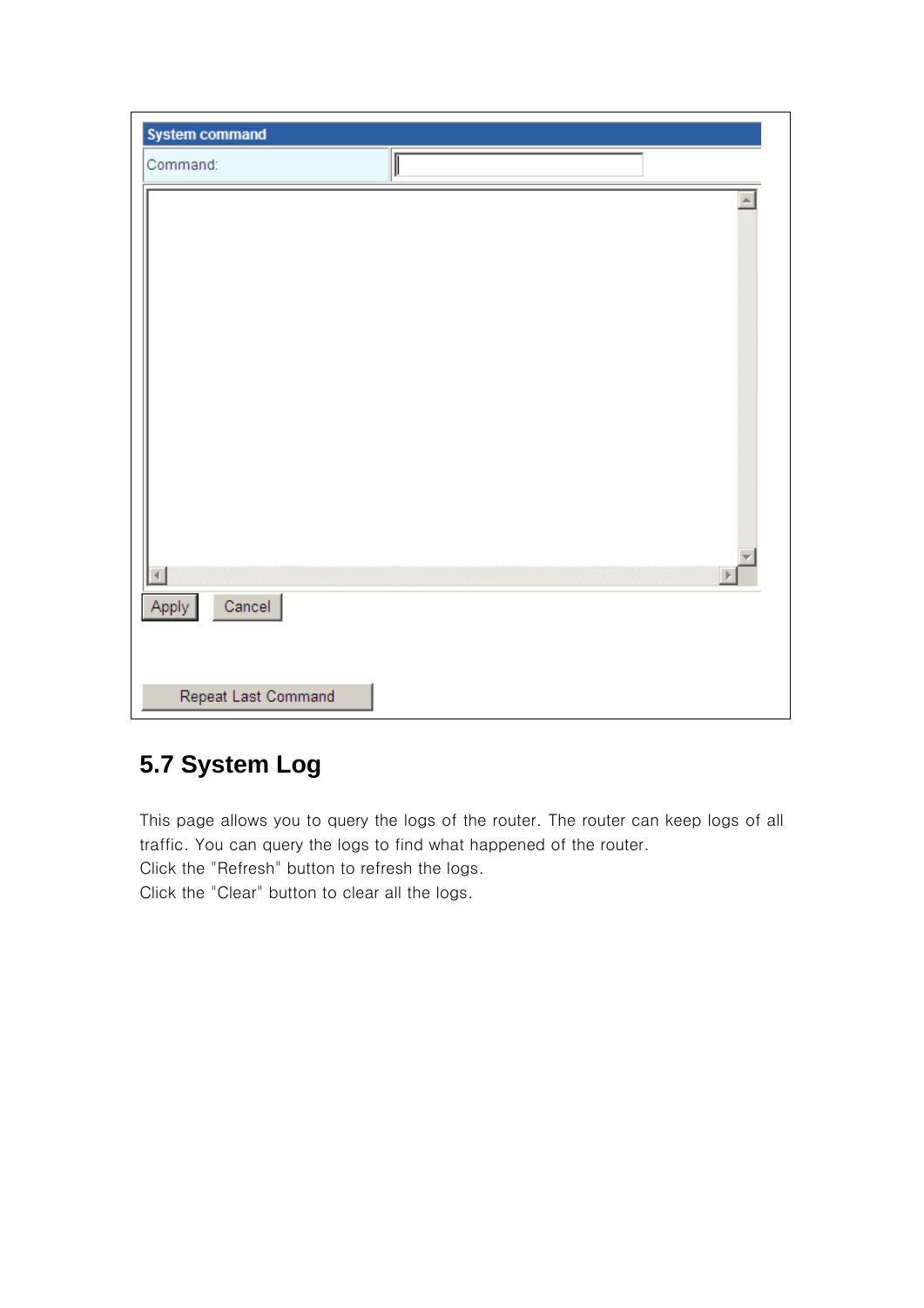| System command | |
| --- | --- |
| Command: | |

Apply Cancel

Repeat Last Command

## 5.7 System Log

This page allows you to query the logs of the router. The router can keep logs of all traffic. You can query the logs to find what happened of the router.
Click the "Refresh" button to refresh the logs.
Click the "Clear" button to clear all the logs.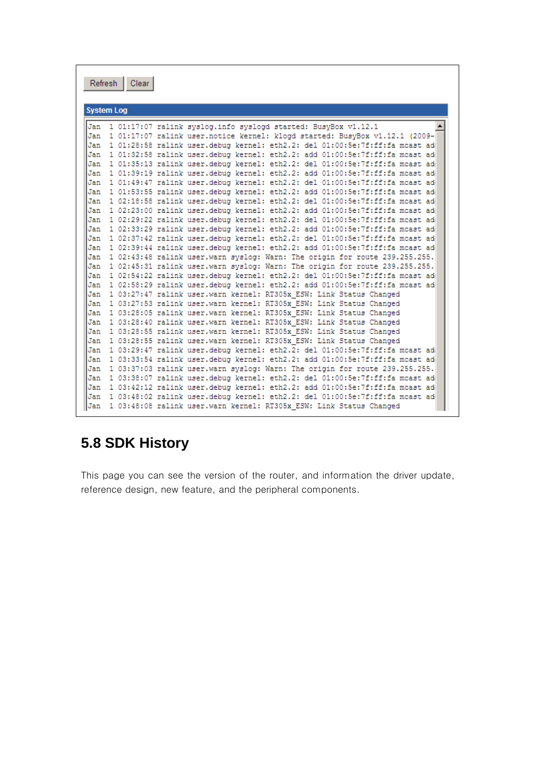Refresh Clear

**System Log**

```
Jan  1 01:17:07 ralink syslog.info syslogd started: BusyBox v1.12.1
Jan  1 01:17:07 ralink user.notice kernel: klogd started: BusyBox v1.12.1 (2009-
Jan  1 01:28:58 ralink user.debug kernel: eth2.2: del 01:00:5e:7f:ff:fa mcast ad
Jan  1 01:32:58 ralink user.debug kernel: eth2.2: add 01:00:5e:7f:ff:fa mcast ad
Jan  1 01:35:13 ralink user.debug kernel: eth2.2: del 01:00:5e:7f:ff:fa mcast ad
Jan  1 01:39:19 ralink user.debug kernel: eth2.2: add 01:00:5e:7f:ff:fa mcast ad
Jan  1 01:49:47 ralink user.debug kernel: eth2.2: del 01:00:5e:7f:ff:fa mcast ad
Jan  1 01:53:55 ralink user.debug kernel: eth2.2: add 01:00:5e:7f:ff:fa mcast ad
Jan  1 02:18:58 ralink user.debug kernel: eth2.2: del 01:00:5e:7f:ff:fa mcast ad
Jan  1 02:23:00 ralink user.debug kernel: eth2.2: add 01:00:5e:7f:ff:fa mcast ad
Jan  1 02:29:22 ralink user.debug kernel: eth2.2: del 01:00:5e:7f:ff:fa mcast ad
Jan  1 02:33:29 ralink user.debug kernel: eth2.2: add 01:00:5e:7f:ff:fa mcast ad
Jan  1 02:37:42 ralink user.debug kernel: eth2.2: del 01:00:5e:7f:ff:fa mcast ad
Jan  1 02:39:44 ralink user.debug kernel: eth2.2: add 01:00:5e:7f:ff:fa mcast ad
Jan  1 02:43:48 ralink user.warn syslog: Warn: The origin for route 239.255.255.
Jan  1 02:45:31 ralink user.warn syslog: Warn: The origin for route 239.255.255.
Jan  1 02:54:22 ralink user.debug kernel: eth2.2: del 01:00:5e:7f:ff:fa mcast ad
Jan  1 02:58:29 ralink user.debug kernel: eth2.2: add 01:00:5e:7f:ff:fa mcast ad
Jan  1 03:27:47 ralink user.warn kernel: RT305x_ESW: Link Status Changed
Jan  1 03:27:53 ralink user.warn kernel: RT305x_ESW: Link Status Changed
Jan  1 03:28:05 ralink user.warn kernel: RT305x_ESW: Link Status Changed
Jan  1 03:28:40 ralink user.warn kernel: RT305x_ESW: Link Status Changed
Jan  1 03:28:55 ralink user.warn kernel: RT305x_ESW: Link Status Changed
Jan  1 03:28:55 ralink user.warn kernel: RT305x_ESW: Link Status Changed
Jan  1 03:29:47 ralink user.debug kernel: eth2.2: del 01:00:5e:7f:ff:fa mcast ad
Jan  1 03:33:54 ralink user.debug kernel: eth2.2: add 01:00:5e:7f:ff:fa mcast ad
Jan  1 03:37:03 ralink user.warn syslog: Warn: The origin for route 239.255.255.
Jan  1 03:38:07 ralink user.debug kernel: eth2.2: del 01:00:5e:7f:ff:fa mcast ad
Jan  1 03:42:12 ralink user.debug kernel: eth2.2: add 01:00:5e:7f:ff:fa mcast ad
Jan  1 03:48:02 ralink user.debug kernel: eth2.2: del 01:00:5e:7f:ff:fa mcast ad
Jan  1 03:48:08 ralink user.warn kernel: RT305x_ESW: Link Status Changed
```

## 5.8 SDK History

This page you can see the version of the router, and information the driver update, reference design, new feature, and the peripheral components.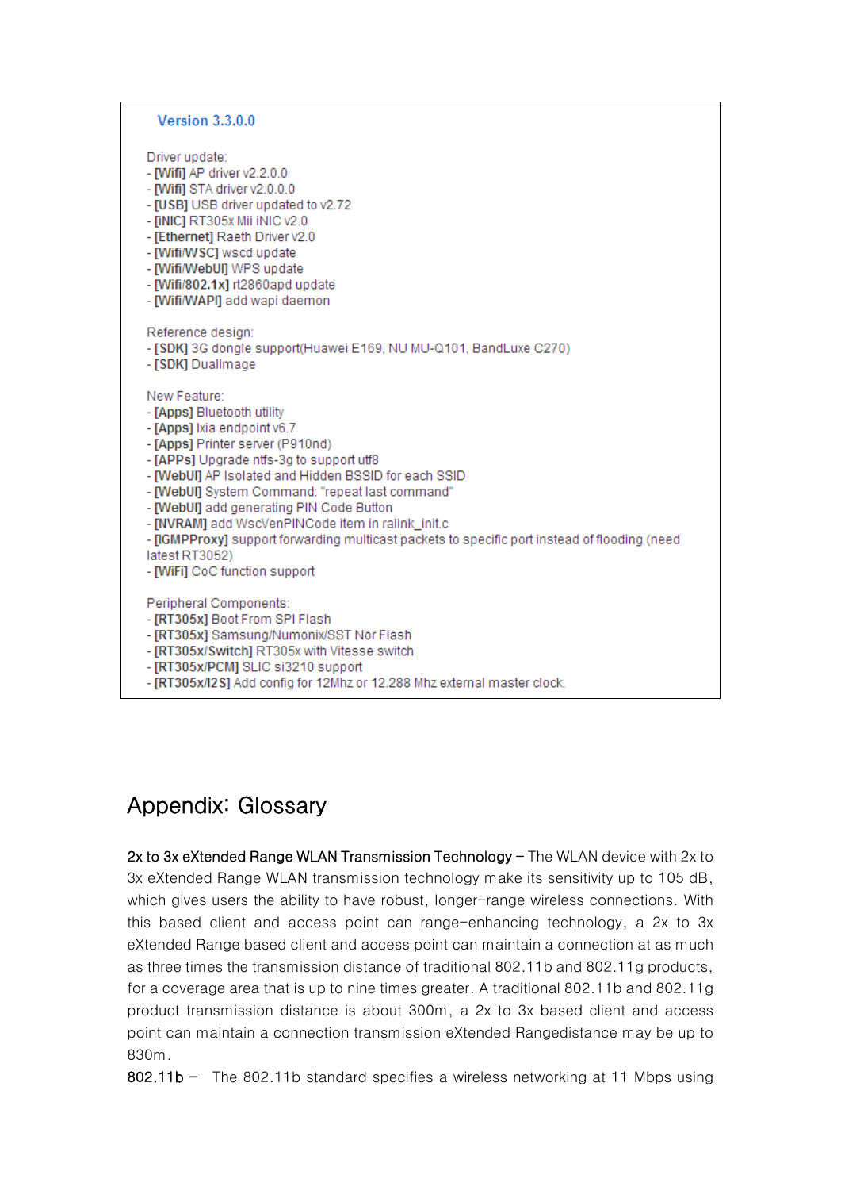### Version 3.3.0.0

Driver update:
- **[Wifi]** AP driver v2.2.0.0
- **[Wifi]** STA driver v2.0.0.0
- **[USB]** USB driver updated to v2.72
- **[iNIC]** RT305x Mii iNIC v2.0
- **[Ethernet]** Raeth Driver v2.0
- **[Wifi/WSC]** wscd update
- **[Wifi/WebUI]** WPS update
- **[Wifi/802.1x]** rt2860apd update
- **[Wifi/WAPI]** add wapi daemon

Reference design:
- **[SDK]** 3G dongle support(Huawei E169, NU MU-Q101, BandLuxe C270)
- **[SDK]** DualImage

New Feature:
- **[Apps]** Bluetooth utility
- **[Apps]** Ixia endpoint v6.7
- **[Apps]** Printer server (P910nd)
- **[APPs]** Upgrade ntfs-3g to support utf8
- **[WebUI]** AP Isolated and Hidden BSSID for each SSID
- **[WebUI]** System Command: "repeat last command"
- **[WebUI]** add generating PIN Code Button
- **[NVRAM]** add WscVenPINCode item in ralink_init.c
- **[IGMPProxy]** support forwarding multicast packets to specific port instead of flooding (need latest RT3052)
- **[WiFi]** CoC function support

Peripheral Components:
- **[RT305x]** Boot From SPI Flash
- **[RT305x]** Samsung/Numonix/SST Nor Flash
- **[RT305x/Switch]** RT305x with Vitesse switch
- **[RT305x/PCM]** SLIC si3210 support
- **[RT305x/I2S]** Add config for 12Mhz or 12.288 Mhz external master clock.

# Appendix: Glossary

2x to 3x eXtended Range WLAN Transmission Technology – The WLAN device with 2x to 3x eXtended Range WLAN transmission technology make its sensitivity up to 105 dB, which gives users the ability to have robust, longer-range wireless connections. With this based client and access point can range-enhancing technology, a 2x to 3x eXtended Range based client and access point can maintain a connection at as much as three times the transmission distance of traditional 802.11b and 802.11g products, for a coverage area that is up to nine times greater. A traditional 802.11b and 802.11g product transmission distance is about 300m, a 2x to 3x based client and access point can maintain a connection transmission eXtended Rangedistance may be up to 830m.

802.11b – The 802.11b standard specifies a wireless networking at 11 Mbps using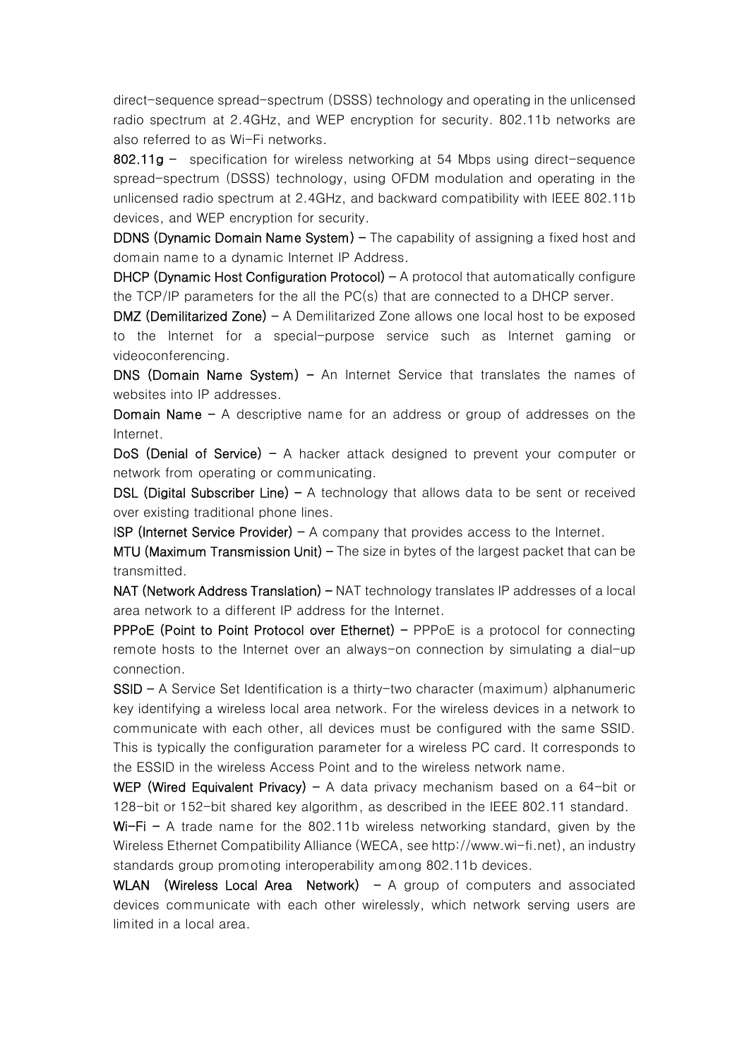direct-sequence spread-spectrum (DSSS) technology and operating in the unlicensed radio spectrum at 2.4GHz, and WEP encryption for security. 802.11b networks are also referred to as Wi-Fi networks.

**802.11g** – specification for wireless networking at 54 Mbps using direct-sequence spread-spectrum (DSSS) technology, using OFDM modulation and operating in the unlicensed radio spectrum at 2.4GHz, and backward compatibility with IEEE 802.11b devices, and WEP encryption for security.

**DDNS (Dynamic Domain Name System)** – The capability of assigning a fixed host and domain name to a dynamic Internet IP Address.

**DHCP (Dynamic Host Configuration Protocol)** – A protocol that automatically configure the TCP/IP parameters for the all the PC(s) that are connected to a DHCP server.

**DMZ (Demilitarized Zone)** – A Demilitarized Zone allows one local host to be exposed to the Internet for a special-purpose service such as Internet gaming or videoconferencing.

**DNS (Domain Name System)** – An Internet Service that translates the names of websites into IP addresses.

**Domain Name** – A descriptive name for an address or group of addresses on the Internet.

**DoS (Denial of Service)** – A hacker attack designed to prevent your computer or network from operating or communicating.

**DSL (Digital Subscriber Line)** – A technology that allows data to be sent or received over existing traditional phone lines.

**ISP (Internet Service Provider)** – A company that provides access to the Internet.

**MTU (Maximum Transmission Unit)** – The size in bytes of the largest packet that can be transmitted.

**NAT (Network Address Translation)** – NAT technology translates IP addresses of a local area network to a different IP address for the Internet.

**PPPoE (Point to Point Protocol over Ethernet)** – PPPoE is a protocol for connecting remote hosts to the Internet over an always-on connection by simulating a dial-up connection.

**SSID** – A Service Set Identification is a thirty-two character (maximum) alphanumeric key identifying a wireless local area network. For the wireless devices in a network to communicate with each other, all devices must be configured with the same SSID. This is typically the configuration parameter for a wireless PC card. It corresponds to the ESSID in the wireless Access Point and to the wireless network name.

**WEP (Wired Equivalent Privacy)** – A data privacy mechanism based on a 64-bit or 128-bit or 152-bit shared key algorithm, as described in the IEEE 802.11 standard.

**Wi-Fi** – A trade name for the 802.11b wireless networking standard, given by the Wireless Ethernet Compatibility Alliance (WECA, see http://www.wi-fi.net), an industry standards group promoting interoperability among 802.11b devices.

**WLAN (Wireless Local Area Network)** – A group of computers and associated devices communicate with each other wirelessly, which network serving users are limited in a local area.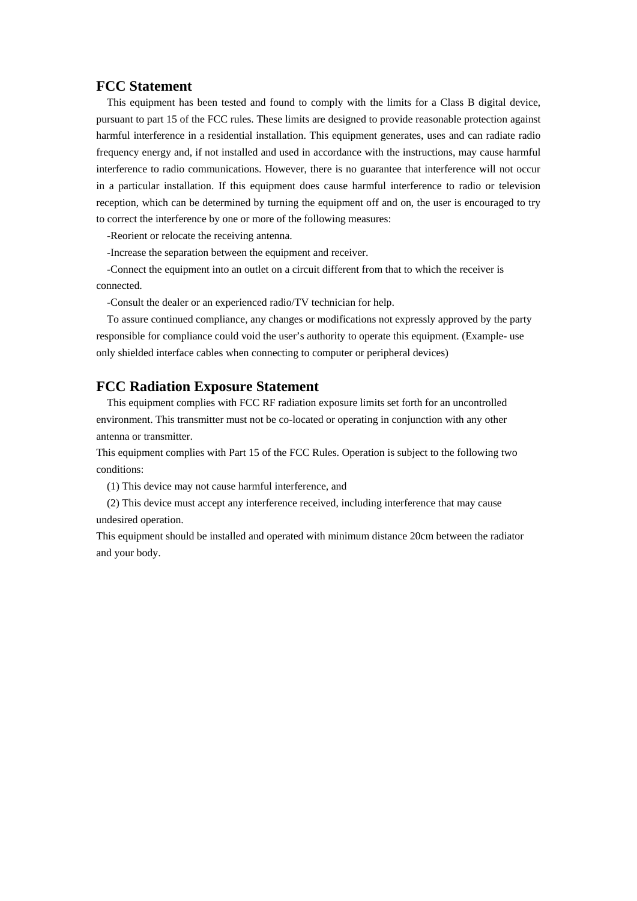## FCC Statement

This equipment has been tested and found to comply with the limits for a Class B digital device, pursuant to part 15 of the FCC rules. These limits are designed to provide reasonable protection against harmful interference in a residential installation. This equipment generates, uses and can radiate radio frequency energy and, if not installed and used in accordance with the instructions, may cause harmful interference to radio communications. However, there is no guarantee that interference will not occur in a particular installation. If this equipment does cause harmful interference to radio or television reception, which can be determined by turning the equipment off and on, the user is encouraged to try to correct the interference by one or more of the following measures:

-Reorient or relocate the receiving antenna.

-Increase the separation between the equipment and receiver.

-Connect the equipment into an outlet on a circuit different from that to which the receiver is connected.

-Consult the dealer or an experienced radio/TV technician for help.

To assure continued compliance, any changes or modifications not expressly approved by the party responsible for compliance could void the user's authority to operate this equipment. (Example- use only shielded interface cables when connecting to computer or peripheral devices)

## FCC Radiation Exposure Statement

This equipment complies with FCC RF radiation exposure limits set forth for an uncontrolled environment. This transmitter must not be co-located or operating in conjunction with any other antenna or transmitter.

This equipment complies with Part 15 of the FCC Rules. Operation is subject to the following two conditions:

(1) This device may not cause harmful interference, and

(2) This device must accept any interference received, including interference that may cause undesired operation.

This equipment should be installed and operated with minimum distance 20cm between the radiator and your body.